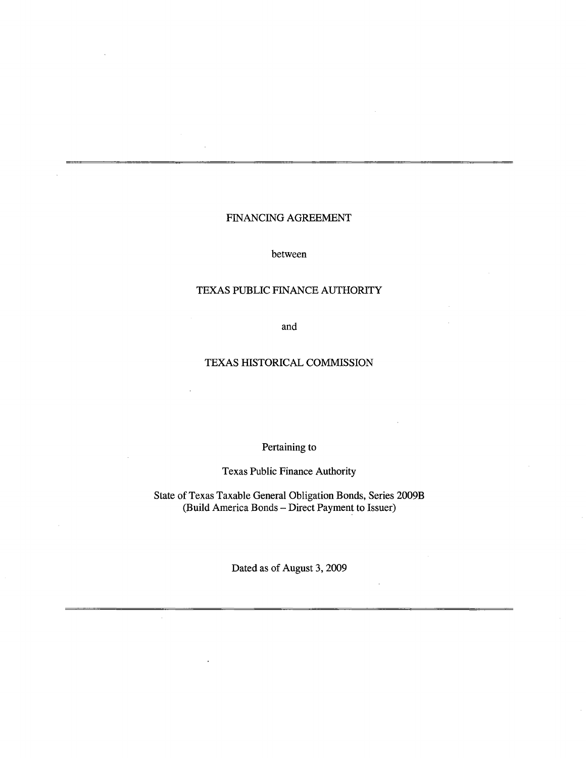---

FINANCING AGREEMENT

between

TEXAS PUBLIC FINANCE AUTHORITY

and

TEXAS HISTORICAL COMMISSION

Pertaining to

Texas Public Finance Authority

State of Texas Taxable General Obligation Bonds, Series 2009B
(Build America Bonds – Direct Payment to Issuer)

Dated as of August 3, 2009

---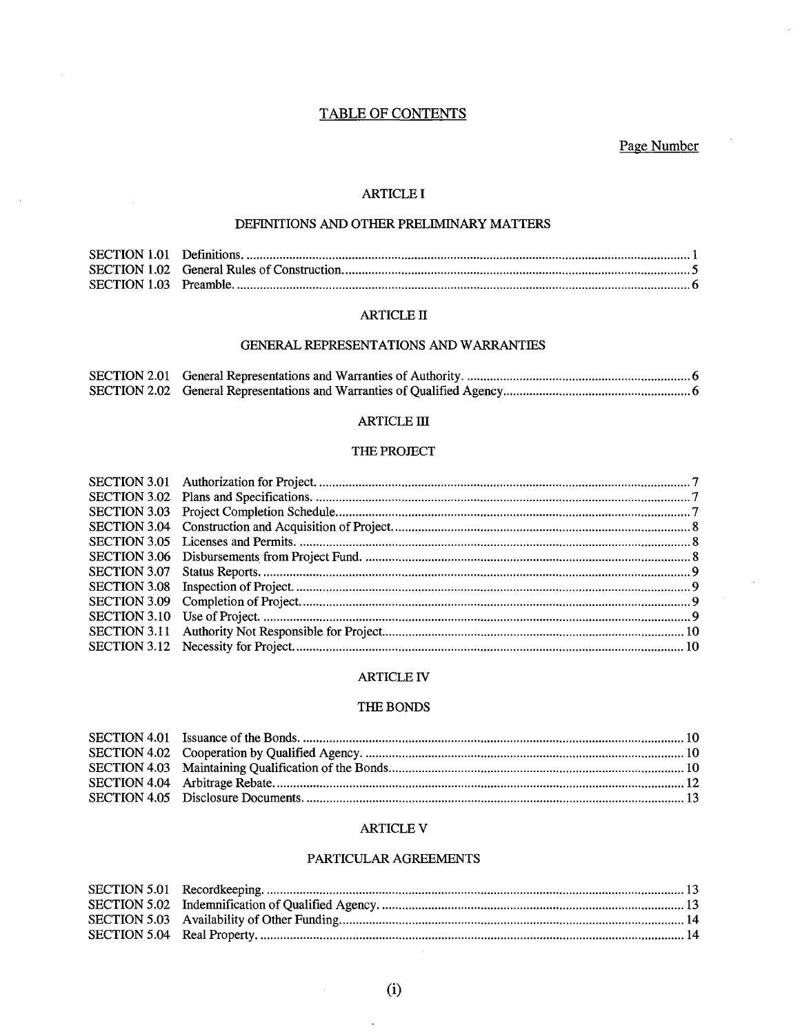# TABLE OF CONTENTS

Page Number

## ARTICLE I

### DEFINITIONS AND OTHER PRELIMINARY MATTERS

| | | |
|---|---|---|
| SECTION 1.01 | Definitions. | 1 |
| SECTION 1.02 | General Rules of Construction. | 5 |
| SECTION 1.03 | Preamble. | 6 |

## ARTICLE II

### GENERAL REPRESENTATIONS AND WARRANTIES

| | | |
|---|---|---|
| SECTION 2.01 | General Representations and Warranties of Authority. | 6 |
| SECTION 2.02 | General Representations and Warranties of Qualified Agency. | 6 |

## ARTICLE III

### THE PROJECT

| | | |
|---|---|---|
| SECTION 3.01 | Authorization for Project. | 7 |
| SECTION 3.02 | Plans and Specifications. | 7 |
| SECTION 3.03 | Project Completion Schedule. | 7 |
| SECTION 3.04 | Construction and Acquisition of Project. | 8 |
| SECTION 3.05 | Licenses and Permits. | 8 |
| SECTION 3.06 | Disbursements from Project Fund. | 8 |
| SECTION 3.07 | Status Reports. | 9 |
| SECTION 3.08 | Inspection of Project. | 9 |
| SECTION 3.09 | Completion of Project. | 9 |
| SECTION 3.10 | Use of Project. | 9 |
| SECTION 3.11 | Authority Not Responsible for Project. | 10 |
| SECTION 3.12 | Necessity for Project. | 10 |

## ARTICLE IV

### THE BONDS

| | | |
|---|---|---|
| SECTION 4.01 | Issuance of the Bonds. | 10 |
| SECTION 4.02 | Cooperation by Qualified Agency. | 10 |
| SECTION 4.03 | Maintaining Qualification of the Bonds. | 10 |
| SECTION 4.04 | Arbitrage Rebate. | 12 |
| SECTION 4.05 | Disclosure Documents. | 13 |

## ARTICLE V

### PARTICULAR AGREEMENTS

| | | |
|---|---|---|
| SECTION 5.01 | Recordkeeping. | 13 |
| SECTION 5.02 | Indemnification of Qualified Agency. | 13 |
| SECTION 5.03 | Availability of Other Funding. | 14 |
| SECTION 5.04 | Real Property. | 14 |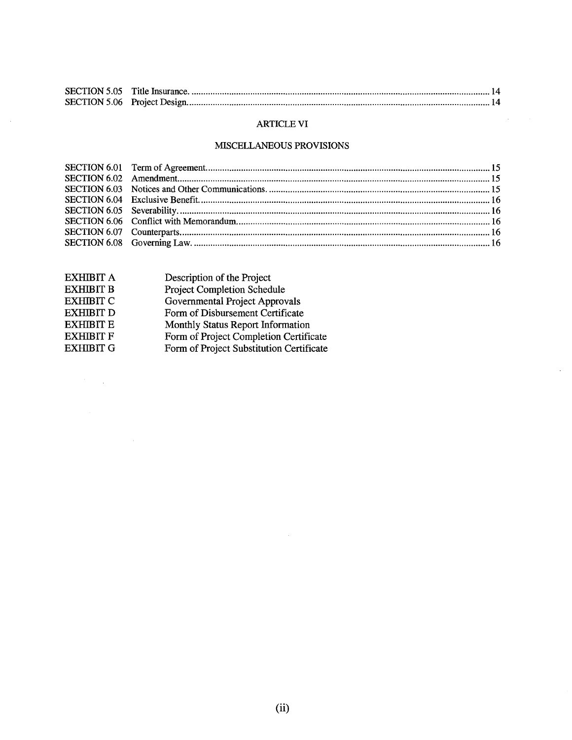| | | |
|---|---|---|
| SECTION 5.05 | Title Insurance. | 14 |
| SECTION 5.06 | Project Design. | 14 |

## ARTICLE VI

## MISCELLANEOUS PROVISIONS

| | | |
|---|---|---|
| SECTION 6.01 | Term of Agreement. | 15 |
| SECTION 6.02 | Amendment. | 15 |
| SECTION 6.03 | Notices and Other Communications. | 15 |
| SECTION 6.04 | Exclusive Benefit. | 16 |
| SECTION 6.05 | Severability. | 16 |
| SECTION 6.06 | Conflict with Memorandum. | 16 |
| SECTION 6.07 | Counterparts. | 16 |
| SECTION 6.08 | Governing Law. | 16 |

| | |
|---|---|
| EXHIBIT A | Description of the Project |
| EXHIBIT B | Project Completion Schedule |
| EXHIBIT C | Governmental Project Approvals |
| EXHIBIT D | Form of Disbursement Certificate |
| EXHIBIT E | Monthly Status Report Information |
| EXHIBIT F | Form of Project Completion Certificate |
| EXHIBIT G | Form of Project Substitution Certificate |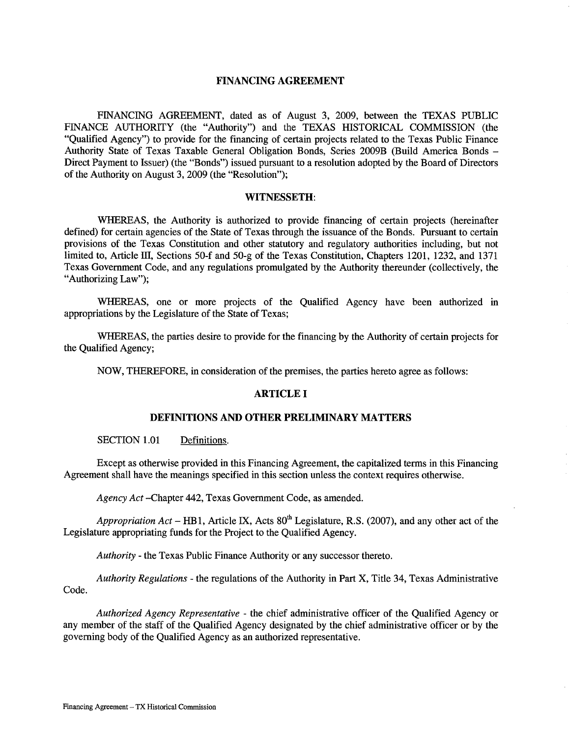# FINANCING AGREEMENT

FINANCING AGREEMENT, dated as of August 3, 2009, between the TEXAS PUBLIC FINANCE AUTHORITY (the "Authority") and the TEXAS HISTORICAL COMMISSION (the "Qualified Agency") to provide for the financing of certain projects related to the Texas Public Finance Authority State of Texas Taxable General Obligation Bonds, Series 2009B (Build America Bonds – Direct Payment to Issuer) (the "Bonds") issued pursuant to a resolution adopted by the Board of Directors of the Authority on August 3, 2009 (the "Resolution");

## WITNESSETH:

WHEREAS, the Authority is authorized to provide financing of certain projects (hereinafter defined) for certain agencies of the State of Texas through the issuance of the Bonds. Pursuant to certain provisions of the Texas Constitution and other statutory and regulatory authorities including, but not limited to, Article III, Sections 50-f and 50-g of the Texas Constitution, Chapters 1201, 1232, and 1371 Texas Government Code, and any regulations promulgated by the Authority thereunder (collectively, the "Authorizing Law");

WHEREAS, one or more projects of the Qualified Agency have been authorized in appropriations by the Legislature of the State of Texas;

WHEREAS, the parties desire to provide for the financing by the Authority of certain projects for the Qualified Agency;

NOW, THEREFORE, in consideration of the premises, the parties hereto agree as follows:

## ARTICLE I

## DEFINITIONS AND OTHER PRELIMINARY MATTERS

SECTION 1.01 Definitions.

Except as otherwise provided in this Financing Agreement, the capitalized terms in this Financing Agreement shall have the meanings specified in this section unless the context requires otherwise.

*Agency Act* –Chapter 442, Texas Government Code, as amended.

*Appropriation Act* – HB1, Article IX, Acts 80th Legislature, R.S. (2007), and any other act of the Legislature appropriating funds for the Project to the Qualified Agency.

*Authority* - the Texas Public Finance Authority or any successor thereto.

*Authority Regulations* - the regulations of the Authority in Part X, Title 34, Texas Administrative Code.

*Authorized Agency Representative* - the chief administrative officer of the Qualified Agency or any member of the staff of the Qualified Agency designated by the chief administrative officer or by the governing body of the Qualified Agency as an authorized representative.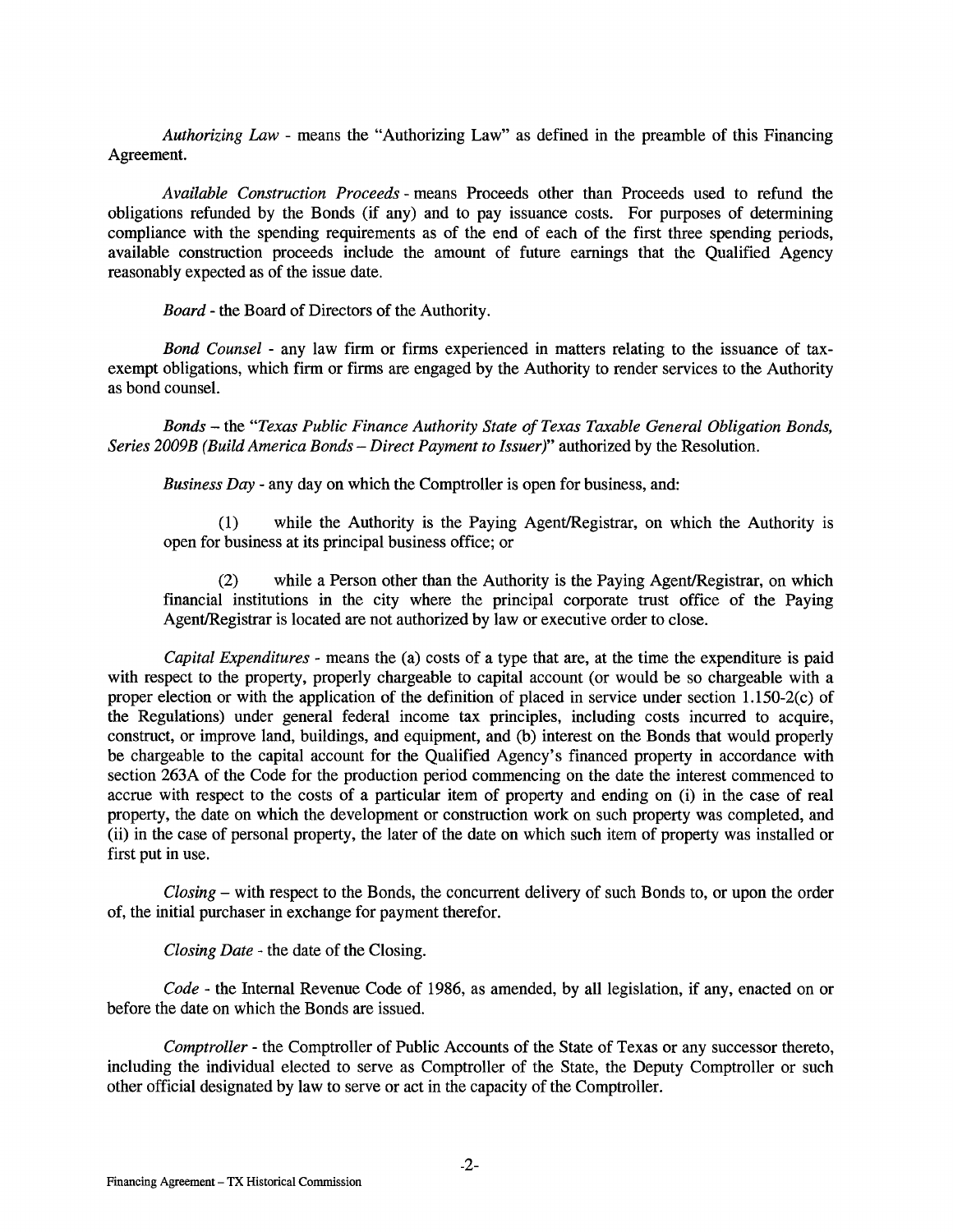*Authorizing Law* - means the "Authorizing Law" as defined in the preamble of this Financing Agreement.

*Available Construction Proceeds* - means Proceeds other than Proceeds used to refund the obligations refunded by the Bonds (if any) and to pay issuance costs. For purposes of determining compliance with the spending requirements as of the end of each of the first three spending periods, available construction proceeds include the amount of future earnings that the Qualified Agency reasonably expected as of the issue date.

*Board* - the Board of Directors of the Authority.

*Bond Counsel* - any law firm or firms experienced in matters relating to the issuance of tax-exempt obligations, which firm or firms are engaged by the Authority to render services to the Authority as bond counsel.

*Bonds* – the "*Texas Public Finance Authority State of Texas Taxable General Obligation Bonds, Series 2009B (Build America Bonds – Direct Payment to Issuer)*" authorized by the Resolution.

*Business Day* - any day on which the Comptroller is open for business, and:

(1) while the Authority is the Paying Agent/Registrar, on which the Authority is open for business at its principal business office; or

(2) while a Person other than the Authority is the Paying Agent/Registrar, on which financial institutions in the city where the principal corporate trust office of the Paying Agent/Registrar is located are not authorized by law or executive order to close.

*Capital Expenditures* - means the (a) costs of a type that are, at the time the expenditure is paid with respect to the property, properly chargeable to capital account (or would be so chargeable with a proper election or with the application of the definition of placed in service under section 1.150-2(c) of the Regulations) under general federal income tax principles, including costs incurred to acquire, construct, or improve land, buildings, and equipment, and (b) interest on the Bonds that would properly be chargeable to the capital account for the Qualified Agency's financed property in accordance with section 263A of the Code for the production period commencing on the date the interest commenced to accrue with respect to the costs of a particular item of property and ending on (i) in the case of real property, the date on which the development or construction work on such property was completed, and (ii) in the case of personal property, the later of the date on which such item of property was installed or first put in use.

*Closing* – with respect to the Bonds, the concurrent delivery of such Bonds to, or upon the order of, the initial purchaser in exchange for payment therefor.

*Closing Date* - the date of the Closing.

*Code* - the Internal Revenue Code of 1986, as amended, by all legislation, if any, enacted on or before the date on which the Bonds are issued.

*Comptroller* - the Comptroller of Public Accounts of the State of Texas or any successor thereto, including the individual elected to serve as Comptroller of the State, the Deputy Comptroller or such other official designated by law to serve or act in the capacity of the Comptroller.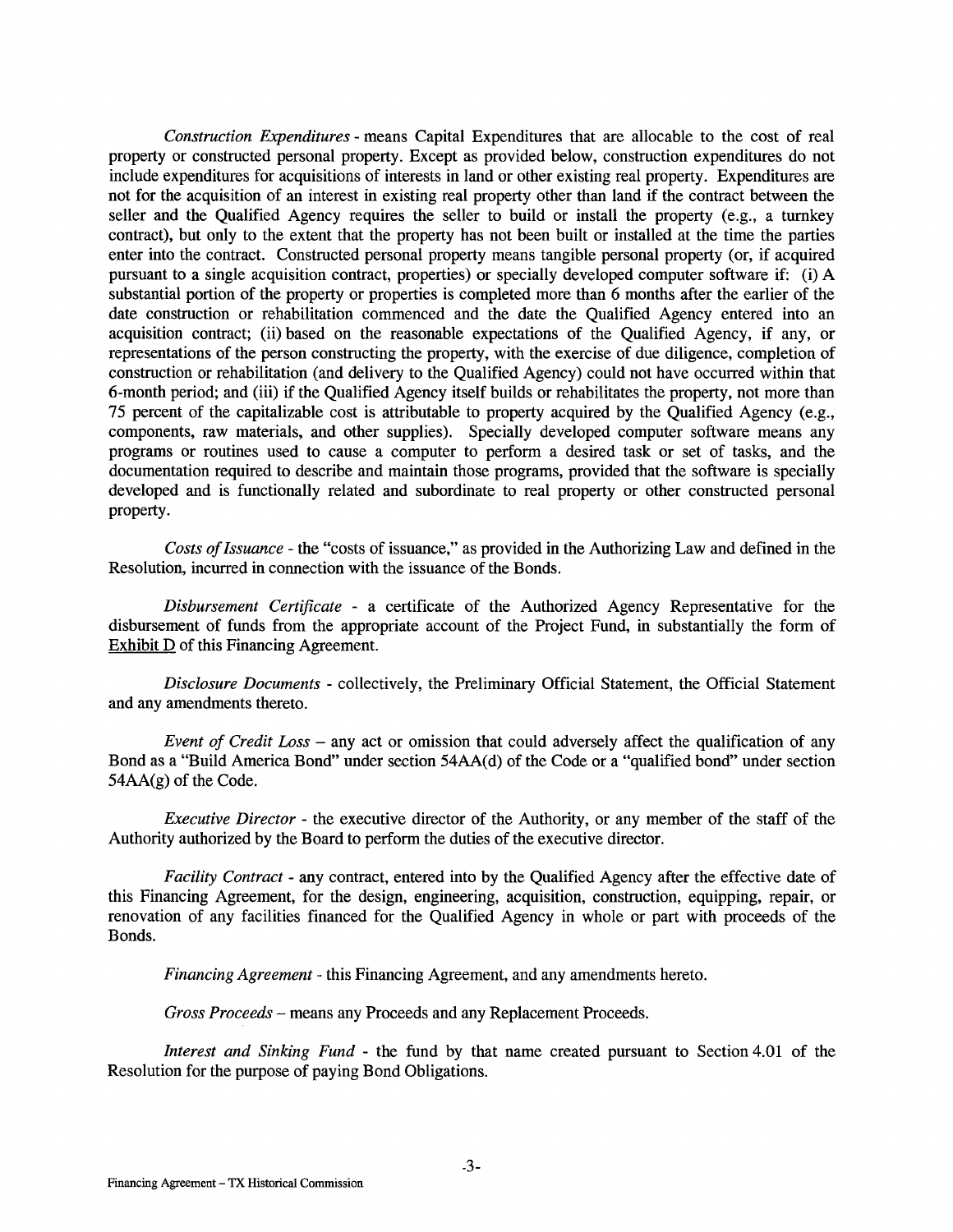*Construction Expenditures* - means Capital Expenditures that are allocable to the cost of real property or constructed personal property. Except as provided below, construction expenditures do not include expenditures for acquisitions of interests in land or other existing real property. Expenditures are not for the acquisition of an interest in existing real property other than land if the contract between the seller and the Qualified Agency requires the seller to build or install the property (e.g., a turnkey contract), but only to the extent that the property has not been built or installed at the time the parties enter into the contract. Constructed personal property means tangible personal property (or, if acquired pursuant to a single acquisition contract, properties) or specially developed computer software if: (i) A substantial portion of the property or properties is completed more than 6 months after the earlier of the date construction or rehabilitation commenced and the date the Qualified Agency entered into an acquisition contract; (ii) based on the reasonable expectations of the Qualified Agency, if any, or representations of the person constructing the property, with the exercise of due diligence, completion of construction or rehabilitation (and delivery to the Qualified Agency) could not have occurred within that 6-month period; and (iii) if the Qualified Agency itself builds or rehabilitates the property, not more than 75 percent of the capitalizable cost is attributable to property acquired by the Qualified Agency (e.g., components, raw materials, and other supplies). Specially developed computer software means any programs or routines used to cause a computer to perform a desired task or set of tasks, and the documentation required to describe and maintain those programs, provided that the software is specially developed and is functionally related and subordinate to real property or other constructed personal property.

*Costs of Issuance* - the "costs of issuance," as provided in the Authorizing Law and defined in the Resolution, incurred in connection with the issuance of the Bonds.

*Disbursement Certificate* - a certificate of the Authorized Agency Representative for the disbursement of funds from the appropriate account of the Project Fund, in substantially the form of Exhibit D of this Financing Agreement.

*Disclosure Documents* - collectively, the Preliminary Official Statement, the Official Statement and any amendments thereto.

*Event of Credit Loss* – any act or omission that could adversely affect the qualification of any Bond as a "Build America Bond" under section 54AA(d) of the Code or a "qualified bond" under section 54AA(g) of the Code.

*Executive Director* - the executive director of the Authority, or any member of the staff of the Authority authorized by the Board to perform the duties of the executive director.

*Facility Contract* - any contract, entered into by the Qualified Agency after the effective date of this Financing Agreement, for the design, engineering, acquisition, construction, equipping, repair, or renovation of any facilities financed for the Qualified Agency in whole or part with proceeds of the Bonds.

*Financing Agreement* - this Financing Agreement, and any amendments hereto.

*Gross Proceeds* – means any Proceeds and any Replacement Proceeds.

*Interest and Sinking Fund* - the fund by that name created pursuant to Section 4.01 of the Resolution for the purpose of paying Bond Obligations.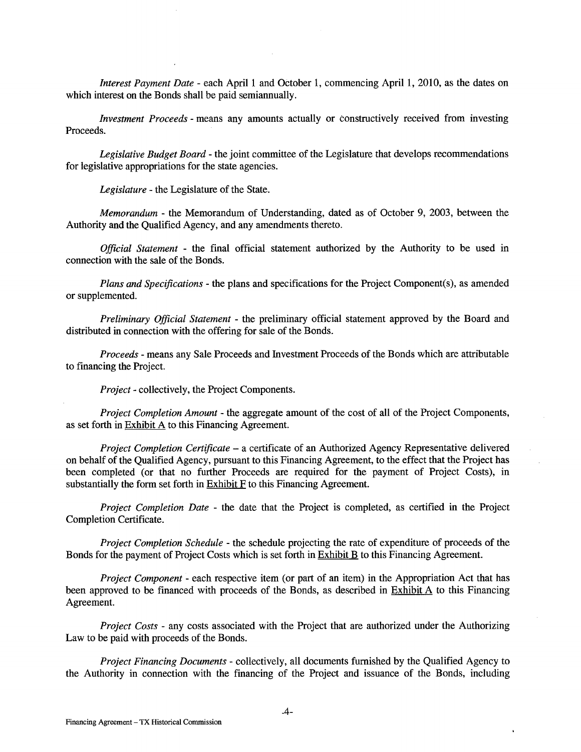*Interest Payment Date* - each April 1 and October 1, commencing April 1, 2010, as the dates on which interest on the Bonds shall be paid semiannually.

*Investment Proceeds* - means any amounts actually or constructively received from investing Proceeds.

*Legislative Budget Board* - the joint committee of the Legislature that develops recommendations for legislative appropriations for the state agencies.

*Legislature* - the Legislature of the State.

*Memorandum* - the Memorandum of Understanding, dated as of October 9, 2003, between the Authority and the Qualified Agency, and any amendments thereto.

*Official Statement* - the final official statement authorized by the Authority to be used in connection with the sale of the Bonds.

*Plans and Specifications* - the plans and specifications for the Project Component(s), as amended or supplemented.

*Preliminary Official Statement* - the preliminary official statement approved by the Board and distributed in connection with the offering for sale of the Bonds.

*Proceeds* - means any Sale Proceeds and Investment Proceeds of the Bonds which are attributable to financing the Project.

*Project* - collectively, the Project Components.

*Project Completion Amount* - the aggregate amount of the cost of all of the Project Components, as set forth in Exhibit A to this Financing Agreement.

*Project Completion Certificate* – a certificate of an Authorized Agency Representative delivered on behalf of the Qualified Agency, pursuant to this Financing Agreement, to the effect that the Project has been completed (or that no further Proceeds are required for the payment of Project Costs), in substantially the form set forth in Exhibit F to this Financing Agreement.

*Project Completion Date* - the date that the Project is completed, as certified in the Project Completion Certificate.

*Project Completion Schedule* - the schedule projecting the rate of expenditure of proceeds of the Bonds for the payment of Project Costs which is set forth in Exhibit B to this Financing Agreement.

*Project Component* - each respective item (or part of an item) in the Appropriation Act that has been approved to be financed with proceeds of the Bonds, as described in Exhibit A to this Financing Agreement.

*Project Costs* - any costs associated with the Project that are authorized under the Authorizing Law to be paid with proceeds of the Bonds.

*Project Financing Documents* - collectively, all documents furnished by the Qualified Agency to the Authority in connection with the financing of the Project and issuance of the Bonds, including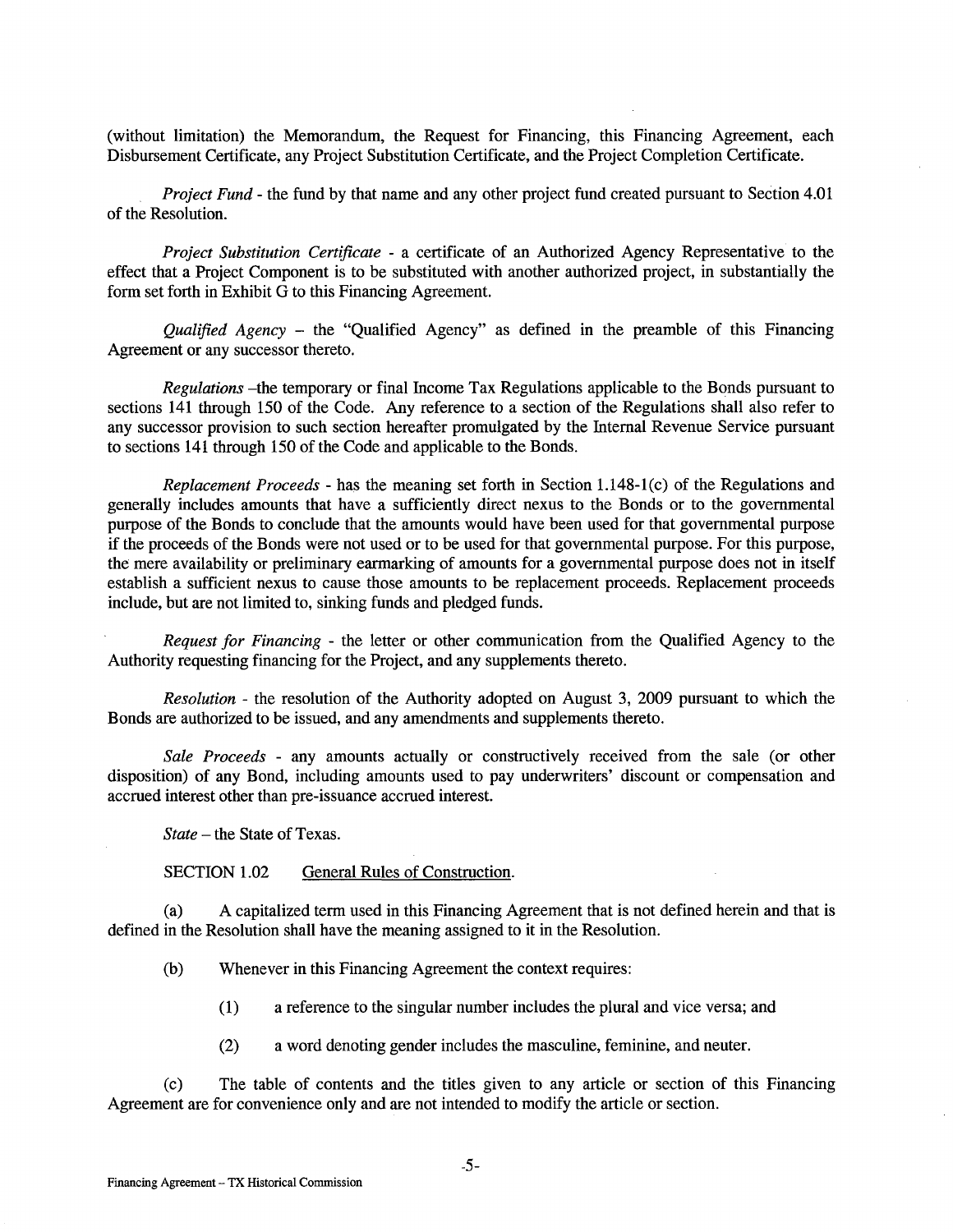(without limitation) the Memorandum, the Request for Financing, this Financing Agreement, each Disbursement Certificate, any Project Substitution Certificate, and the Project Completion Certificate.

*Project Fund* - the fund by that name and any other project fund created pursuant to Section 4.01 of the Resolution.

*Project Substitution Certificate* - a certificate of an Authorized Agency Representative to the effect that a Project Component is to be substituted with another authorized project, in substantially the form set forth in Exhibit G to this Financing Agreement.

*Qualified Agency* – the "Qualified Agency" as defined in the preamble of this Financing Agreement or any successor thereto.

*Regulations* –the temporary or final Income Tax Regulations applicable to the Bonds pursuant to sections 141 through 150 of the Code. Any reference to a section of the Regulations shall also refer to any successor provision to such section hereafter promulgated by the Internal Revenue Service pursuant to sections 141 through 150 of the Code and applicable to the Bonds.

*Replacement Proceeds* - has the meaning set forth in Section 1.148-1(c) of the Regulations and generally includes amounts that have a sufficiently direct nexus to the Bonds or to the governmental purpose of the Bonds to conclude that the amounts would have been used for that governmental purpose if the proceeds of the Bonds were not used or to be used for that governmental purpose. For this purpose, the mere availability or preliminary earmarking of amounts for a governmental purpose does not in itself establish a sufficient nexus to cause those amounts to be replacement proceeds. Replacement proceeds include, but are not limited to, sinking funds and pledged funds.

*Request for Financing* - the letter or other communication from the Qualified Agency to the Authority requesting financing for the Project, and any supplements thereto.

*Resolution* - the resolution of the Authority adopted on August 3, 2009 pursuant to which the Bonds are authorized to be issued, and any amendments and supplements thereto.

*Sale Proceeds* - any amounts actually or constructively received from the sale (or other disposition) of any Bond, including amounts used to pay underwriters' discount or compensation and accrued interest other than pre-issuance accrued interest.

*State* – the State of Texas.

SECTION 1.02 General Rules of Construction.

(a) A capitalized term used in this Financing Agreement that is not defined herein and that is defined in the Resolution shall have the meaning assigned to it in the Resolution.

(b) Whenever in this Financing Agreement the context requires:

(1) a reference to the singular number includes the plural and vice versa; and

(2) a word denoting gender includes the masculine, feminine, and neuter.

(c) The table of contents and the titles given to any article or section of this Financing Agreement are for convenience only and are not intended to modify the article or section.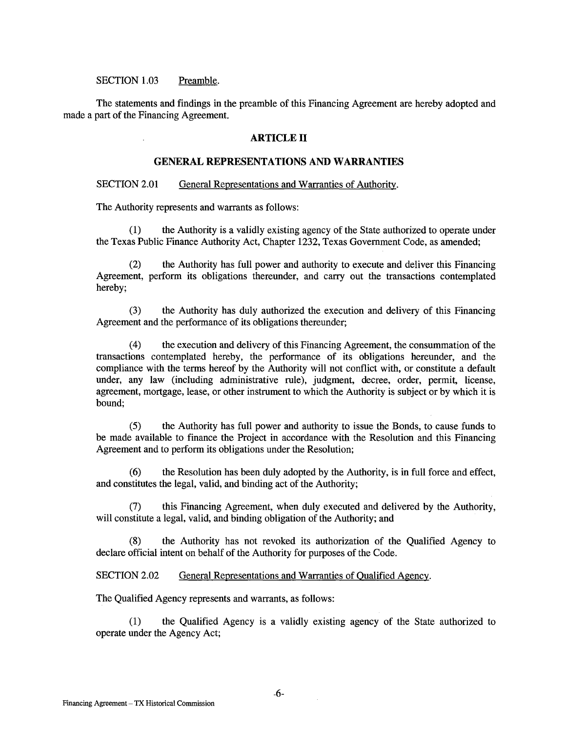SECTION 1.03 Preamble.

The statements and findings in the preamble of this Financing Agreement are hereby adopted and made a part of the Financing Agreement.

## ARTICLE II

## GENERAL REPRESENTATIONS AND WARRANTIES

SECTION 2.01 General Representations and Warranties of Authority.

The Authority represents and warrants as follows:

(1) the Authority is a validly existing agency of the State authorized to operate under the Texas Public Finance Authority Act, Chapter 1232, Texas Government Code, as amended;

(2) the Authority has full power and authority to execute and deliver this Financing Agreement, perform its obligations thereunder, and carry out the transactions contemplated hereby;

(3) the Authority has duly authorized the execution and delivery of this Financing Agreement and the performance of its obligations thereunder;

(4) the execution and delivery of this Financing Agreement, the consummation of the transactions contemplated hereby, the performance of its obligations hereunder, and the compliance with the terms hereof by the Authority will not conflict with, or constitute a default under, any law (including administrative rule), judgment, decree, order, permit, license, agreement, mortgage, lease, or other instrument to which the Authority is subject or by which it is bound;

(5) the Authority has full power and authority to issue the Bonds, to cause funds to be made available to finance the Project in accordance with the Resolution and this Financing Agreement and to perform its obligations under the Resolution;

(6) the Resolution has been duly adopted by the Authority, is in full force and effect, and constitutes the legal, valid, and binding act of the Authority;

(7) this Financing Agreement, when duly executed and delivered by the Authority, will constitute a legal, valid, and binding obligation of the Authority; and

(8) the Authority has not revoked its authorization of the Qualified Agency to declare official intent on behalf of the Authority for purposes of the Code.

SECTION 2.02 General Representations and Warranties of Qualified Agency.

The Qualified Agency represents and warrants, as follows:

(1) the Qualified Agency is a validly existing agency of the State authorized to operate under the Agency Act;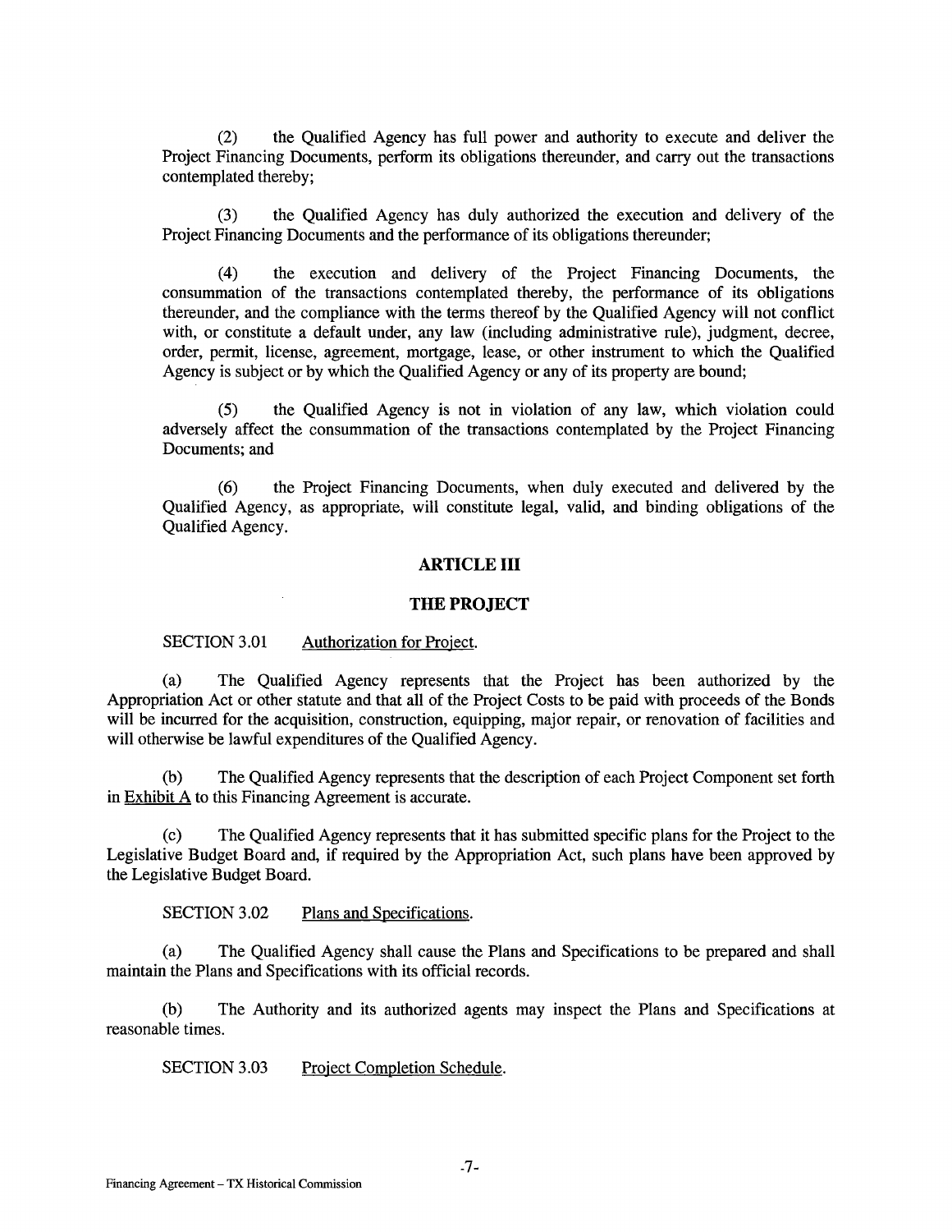(2) the Qualified Agency has full power and authority to execute and deliver the Project Financing Documents, perform its obligations thereunder, and carry out the transactions contemplated thereby;

(3) the Qualified Agency has duly authorized the execution and delivery of the Project Financing Documents and the performance of its obligations thereunder;

(4) the execution and delivery of the Project Financing Documents, the consummation of the transactions contemplated thereby, the performance of its obligations thereunder, and the compliance with the terms thereof by the Qualified Agency will not conflict with, or constitute a default under, any law (including administrative rule), judgment, decree, order, permit, license, agreement, mortgage, lease, or other instrument to which the Qualified Agency is subject or by which the Qualified Agency or any of its property are bound;

(5) the Qualified Agency is not in violation of any law, which violation could adversely affect the consummation of the transactions contemplated by the Project Financing Documents; and

(6) the Project Financing Documents, when duly executed and delivered by the Qualified Agency, as appropriate, will constitute legal, valid, and binding obligations of the Qualified Agency.

## ARTICLE III

## THE PROJECT

SECTION 3.01 Authorization for Project.

(a) The Qualified Agency represents that the Project has been authorized by the Appropriation Act or other statute and that all of the Project Costs to be paid with proceeds of the Bonds will be incurred for the acquisition, construction, equipping, major repair, or renovation of facilities and will otherwise be lawful expenditures of the Qualified Agency.

(b) The Qualified Agency represents that the description of each Project Component set forth in Exhibit A to this Financing Agreement is accurate.

(c) The Qualified Agency represents that it has submitted specific plans for the Project to the Legislative Budget Board and, if required by the Appropriation Act, such plans have been approved by the Legislative Budget Board.

SECTION 3.02 Plans and Specifications.

(a) The Qualified Agency shall cause the Plans and Specifications to be prepared and shall maintain the Plans and Specifications with its official records.

(b) The Authority and its authorized agents may inspect the Plans and Specifications at reasonable times.

SECTION 3.03 Project Completion Schedule.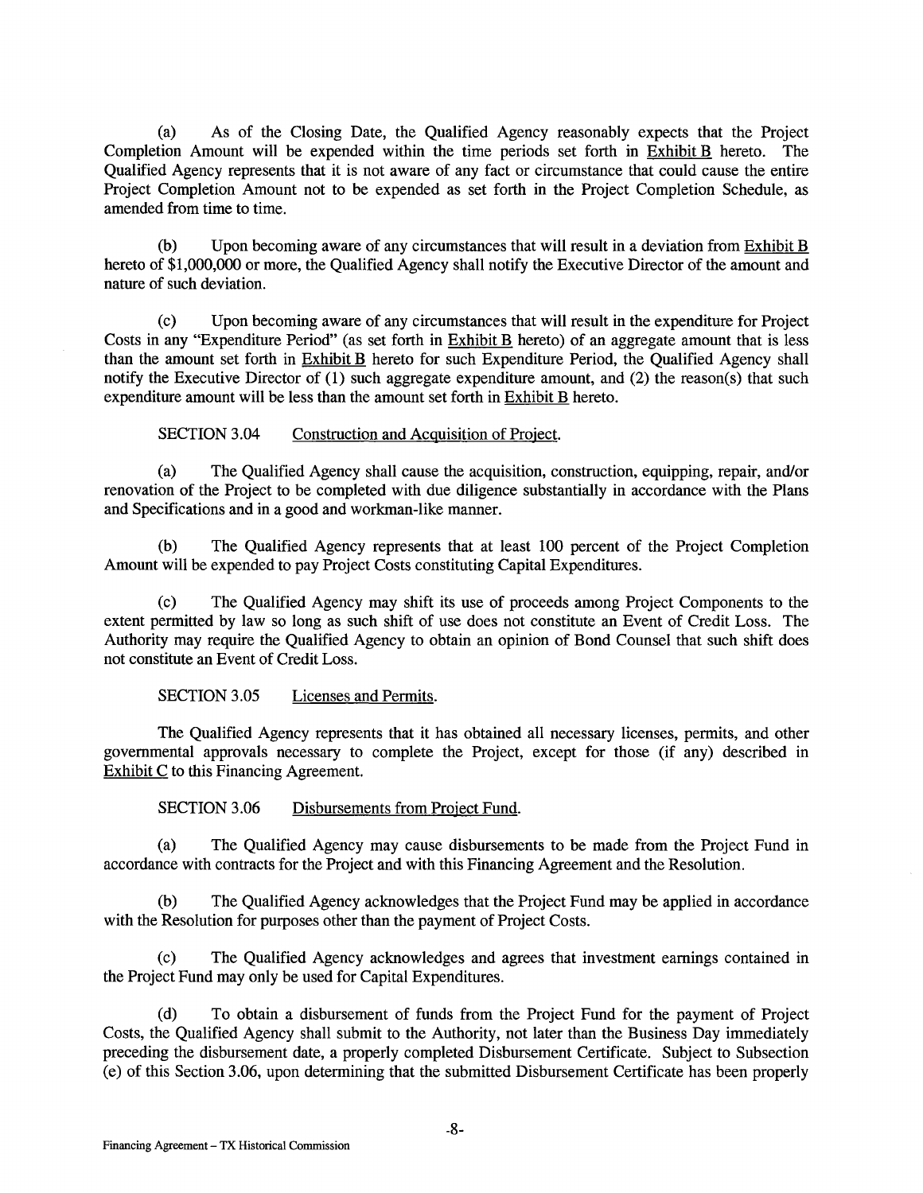(a) As of the Closing Date, the Qualified Agency reasonably expects that the Project Completion Amount will be expended within the time periods set forth in Exhibit B hereto. The Qualified Agency represents that it is not aware of any fact or circumstance that could cause the entire Project Completion Amount not to be expended as set forth in the Project Completion Schedule, as amended from time to time.

(b) Upon becoming aware of any circumstances that will result in a deviation from Exhibit B hereto of $1,000,000 or more, the Qualified Agency shall notify the Executive Director of the amount and nature of such deviation.

(c) Upon becoming aware of any circumstances that will result in the expenditure for Project Costs in any "Expenditure Period" (as set forth in Exhibit B hereto) of an aggregate amount that is less than the amount set forth in Exhibit B hereto for such Expenditure Period, the Qualified Agency shall notify the Executive Director of (1) such aggregate expenditure amount, and (2) the reason(s) that such expenditure amount will be less than the amount set forth in Exhibit B hereto.

SECTION 3.04 Construction and Acquisition of Project.

(a) The Qualified Agency shall cause the acquisition, construction, equipping, repair, and/or renovation of the Project to be completed with due diligence substantially in accordance with the Plans and Specifications and in a good and workman-like manner.

(b) The Qualified Agency represents that at least 100 percent of the Project Completion Amount will be expended to pay Project Costs constituting Capital Expenditures.

(c) The Qualified Agency may shift its use of proceeds among Project Components to the extent permitted by law so long as such shift of use does not constitute an Event of Credit Loss. The Authority may require the Qualified Agency to obtain an opinion of Bond Counsel that such shift does not constitute an Event of Credit Loss.

SECTION 3.05 Licenses and Permits.

The Qualified Agency represents that it has obtained all necessary licenses, permits, and other governmental approvals necessary to complete the Project, except for those (if any) described in Exhibit C to this Financing Agreement.

SECTION 3.06 Disbursements from Project Fund.

(a) The Qualified Agency may cause disbursements to be made from the Project Fund in accordance with contracts for the Project and with this Financing Agreement and the Resolution.

(b) The Qualified Agency acknowledges that the Project Fund may be applied in accordance with the Resolution for purposes other than the payment of Project Costs.

(c) The Qualified Agency acknowledges and agrees that investment earnings contained in the Project Fund may only be used for Capital Expenditures.

(d) To obtain a disbursement of funds from the Project Fund for the payment of Project Costs, the Qualified Agency shall submit to the Authority, not later than the Business Day immediately preceding the disbursement date, a properly completed Disbursement Certificate. Subject to Subsection (e) of this Section 3.06, upon determining that the submitted Disbursement Certificate has been properly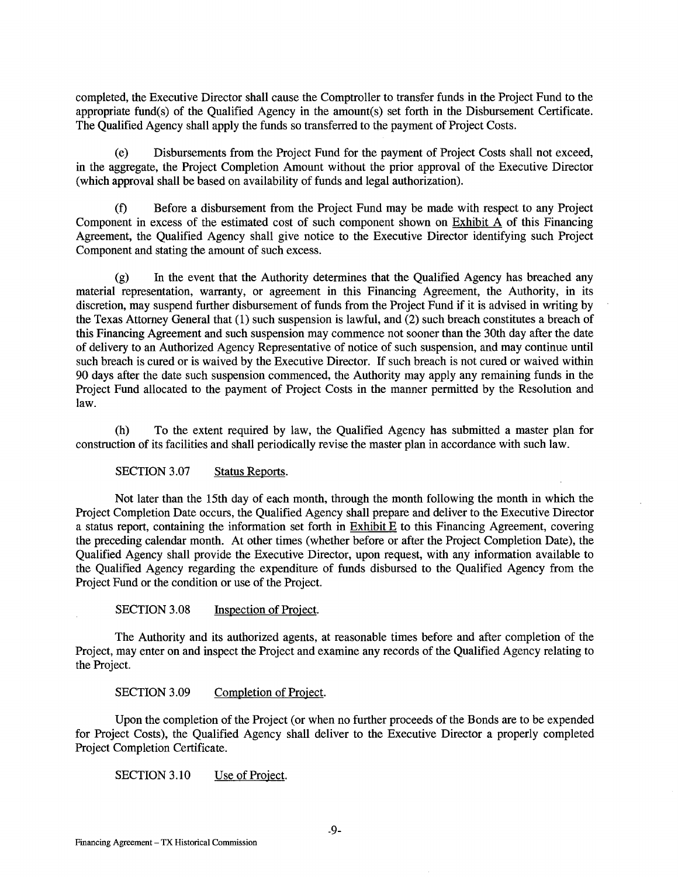completed, the Executive Director shall cause the Comptroller to transfer funds in the Project Fund to the appropriate fund(s) of the Qualified Agency in the amount(s) set forth in the Disbursement Certificate. The Qualified Agency shall apply the funds so transferred to the payment of Project Costs.

(e) Disbursements from the Project Fund for the payment of Project Costs shall not exceed, in the aggregate, the Project Completion Amount without the prior approval of the Executive Director (which approval shall be based on availability of funds and legal authorization).

(f) Before a disbursement from the Project Fund may be made with respect to any Project Component in excess of the estimated cost of such component shown on Exhibit A of this Financing Agreement, the Qualified Agency shall give notice to the Executive Director identifying such Project Component and stating the amount of such excess.

(g) In the event that the Authority determines that the Qualified Agency has breached any material representation, warranty, or agreement in this Financing Agreement, the Authority, in its discretion, may suspend further disbursement of funds from the Project Fund if it is advised in writing by the Texas Attorney General that (1) such suspension is lawful, and (2) such breach constitutes a breach of this Financing Agreement and such suspension may commence not sooner than the 30th day after the date of delivery to an Authorized Agency Representative of notice of such suspension, and may continue until such breach is cured or is waived by the Executive Director. If such breach is not cured or waived within 90 days after the date such suspension commenced, the Authority may apply any remaining funds in the Project Fund allocated to the payment of Project Costs in the manner permitted by the Resolution and law.

(h) To the extent required by law, the Qualified Agency has submitted a master plan for construction of its facilities and shall periodically revise the master plan in accordance with such law.

SECTION 3.07 Status Reports.

Not later than the 15th day of each month, through the month following the month in which the Project Completion Date occurs, the Qualified Agency shall prepare and deliver to the Executive Director a status report, containing the information set forth in Exhibit E to this Financing Agreement, covering the preceding calendar month. At other times (whether before or after the Project Completion Date), the Qualified Agency shall provide the Executive Director, upon request, with any information available to the Qualified Agency regarding the expenditure of funds disbursed to the Qualified Agency from the Project Fund or the condition or use of the Project.

SECTION 3.08 Inspection of Project.

The Authority and its authorized agents, at reasonable times before and after completion of the Project, may enter on and inspect the Project and examine any records of the Qualified Agency relating to the Project.

SECTION 3.09 Completion of Project.

Upon the completion of the Project (or when no further proceeds of the Bonds are to be expended for Project Costs), the Qualified Agency shall deliver to the Executive Director a properly completed Project Completion Certificate.

SECTION 3.10 Use of Project.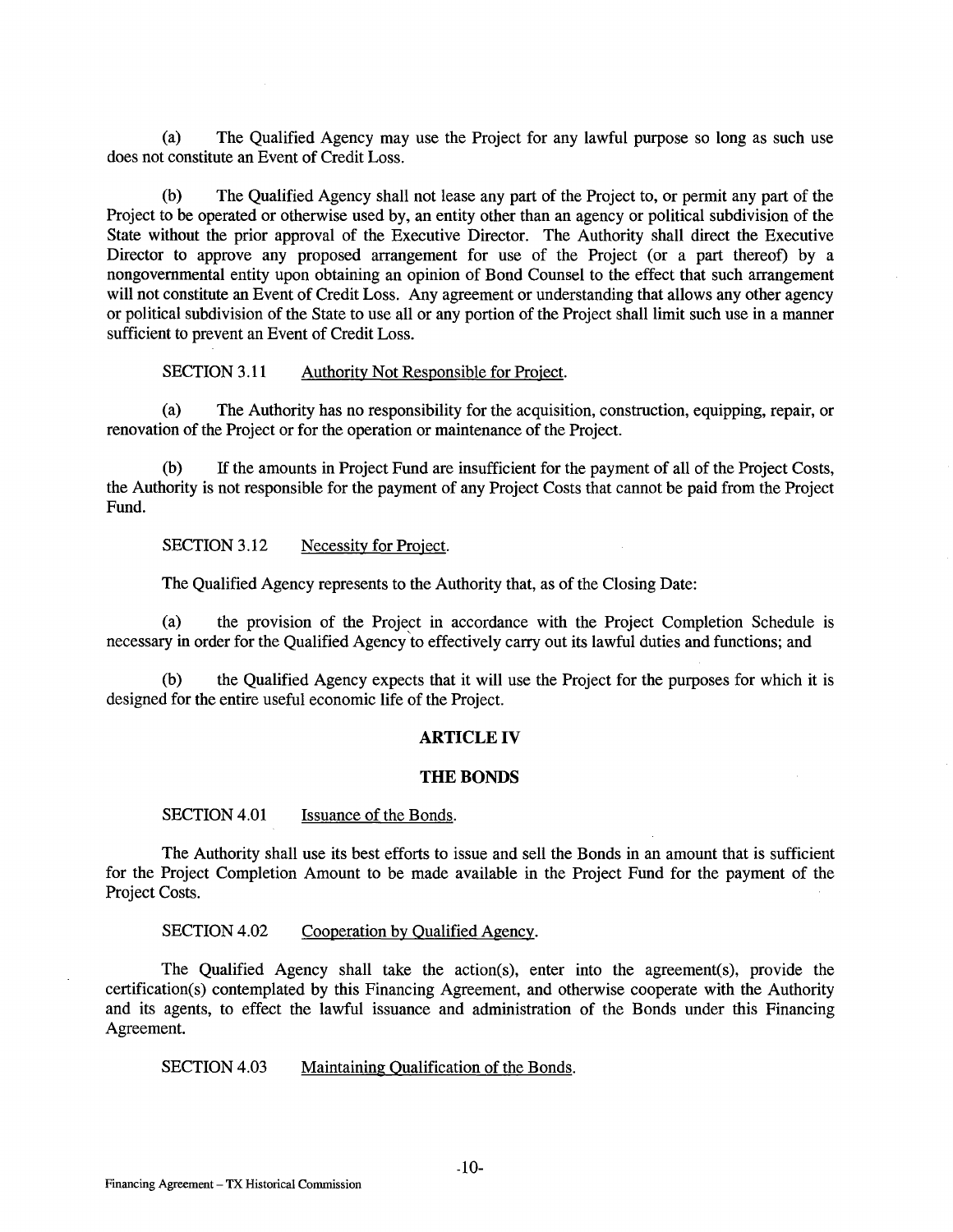(a) The Qualified Agency may use the Project for any lawful purpose so long as such use does not constitute an Event of Credit Loss.

(b) The Qualified Agency shall not lease any part of the Project to, or permit any part of the Project to be operated or otherwise used by, an entity other than an agency or political subdivision of the State without the prior approval of the Executive Director. The Authority shall direct the Executive Director to approve any proposed arrangement for use of the Project (or a part thereof) by a nongovernmental entity upon obtaining an opinion of Bond Counsel to the effect that such arrangement will not constitute an Event of Credit Loss. Any agreement or understanding that allows any other agency or political subdivision of the State to use all or any portion of the Project shall limit such use in a manner sufficient to prevent an Event of Credit Loss.

SECTION 3.11 Authority Not Responsible for Project.

(a) The Authority has no responsibility for the acquisition, construction, equipping, repair, or renovation of the Project or for the operation or maintenance of the Project.

(b) If the amounts in Project Fund are insufficient for the payment of all of the Project Costs, the Authority is not responsible for the payment of any Project Costs that cannot be paid from the Project Fund.

SECTION 3.12 Necessity for Project.

The Qualified Agency represents to the Authority that, as of the Closing Date:

(a) the provision of the Project in accordance with the Project Completion Schedule is necessary in order for the Qualified Agency to effectively carry out its lawful duties and functions; and

(b) the Qualified Agency expects that it will use the Project for the purposes for which it is designed for the entire useful economic life of the Project.

## ARTICLE IV

## THE BONDS

SECTION 4.01 Issuance of the Bonds.

The Authority shall use its best efforts to issue and sell the Bonds in an amount that is sufficient for the Project Completion Amount to be made available in the Project Fund for the payment of the Project Costs.

SECTION 4.02 Cooperation by Qualified Agency.

The Qualified Agency shall take the action(s), enter into the agreement(s), provide the certification(s) contemplated by this Financing Agreement, and otherwise cooperate with the Authority and its agents, to effect the lawful issuance and administration of the Bonds under this Financing Agreement.

SECTION 4.03 Maintaining Qualification of the Bonds.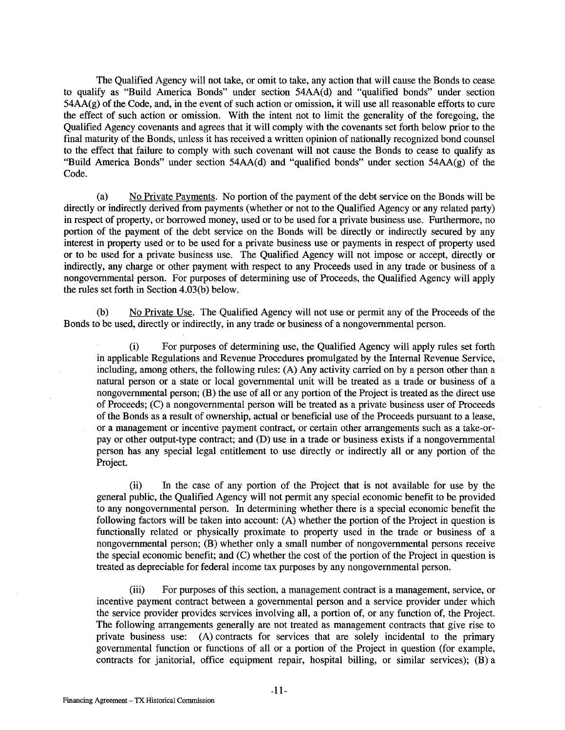The Qualified Agency will not take, or omit to take, any action that will cause the Bonds to cease to qualify as "Build America Bonds" under section 54AA(d) and "qualified bonds" under section 54AA(g) of the Code, and, in the event of such action or omission, it will use all reasonable efforts to cure the effect of such action or omission. With the intent not to limit the generality of the foregoing, the Qualified Agency covenants and agrees that it will comply with the covenants set forth below prior to the final maturity of the Bonds, unless it has received a written opinion of nationally recognized bond counsel to the effect that failure to comply with such covenant will not cause the Bonds to cease to qualify as "Build America Bonds" under section 54AA(d) and "qualified bonds" under section 54AA(g) of the Code.

(a) No Private Payments. No portion of the payment of the debt service on the Bonds will be directly or indirectly derived from payments (whether or not to the Qualified Agency or any related party) in respect of property, or borrowed money, used or to be used for a private business use. Furthermore, no portion of the payment of the debt service on the Bonds will be directly or indirectly secured by any interest in property used or to be used for a private business use or payments in respect of property used or to be used for a private business use. The Qualified Agency will not impose or accept, directly or indirectly, any charge or other payment with respect to any Proceeds used in any trade or business of a nongovernmental person. For purposes of determining use of Proceeds, the Qualified Agency will apply the rules set forth in Section 4.03(b) below.

(b) No Private Use. The Qualified Agency will not use or permit any of the Proceeds of the Bonds to be used, directly or indirectly, in any trade or business of a nongovernmental person.

(i) For purposes of determining use, the Qualified Agency will apply rules set forth in applicable Regulations and Revenue Procedures promulgated by the Internal Revenue Service, including, among others, the following rules: (A) Any activity carried on by a person other than a natural person or a state or local governmental unit will be treated as a trade or business of a nongovernmental person; (B) the use of all or any portion of the Project is treated as the direct use of Proceeds; (C) a nongovernmental person will be treated as a private business user of Proceeds of the Bonds as a result of ownership, actual or beneficial use of the Proceeds pursuant to a lease, or a management or incentive payment contract, or certain other arrangements such as a take-or-pay or other output-type contract; and (D) use in a trade or business exists if a nongovernmental person has any special legal entitlement to use directly or indirectly all or any portion of the Project.

(ii) In the case of any portion of the Project that is not available for use by the general public, the Qualified Agency will not permit any special economic benefit to be provided to any nongovernmental person. In determining whether there is a special economic benefit the following factors will be taken into account: (A) whether the portion of the Project in question is functionally related or physically proximate to property used in the trade or business of a nongovernmental person; (B) whether only a small number of nongovernmental persons receive the special economic benefit; and (C) whether the cost of the portion of the Project in question is treated as depreciable for federal income tax purposes by any nongovernmental person.

(iii) For purposes of this section, a management contract is a management, service, or incentive payment contract between a governmental person and a service provider under which the service provider provides services involving all, a portion of, or any function of, the Project. The following arrangements generally are not treated as management contracts that give rise to private business use: (A) contracts for services that are solely incidental to the primary governmental function or functions of all or a portion of the Project in question (for example, contracts for janitorial, office equipment repair, hospital billing, or similar services); (B) a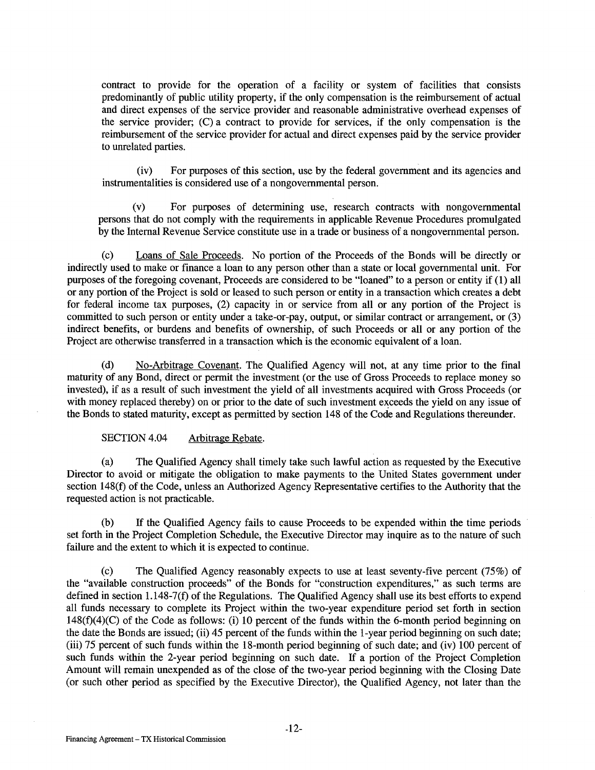contract to provide for the operation of a facility or system of facilities that consists predominantly of public utility property, if the only compensation is the reimbursement of actual and direct expenses of the service provider and reasonable administrative overhead expenses of the service provider; (C) a contract to provide for services, if the only compensation is the reimbursement of the service provider for actual and direct expenses paid by the service provider to unrelated parties.

(iv) For purposes of this section, use by the federal government and its agencies and instrumentalities is considered use of a nongovernmental person.

(v) For purposes of determining use, research contracts with nongovernmental persons that do not comply with the requirements in applicable Revenue Procedures promulgated by the Internal Revenue Service constitute use in a trade or business of a nongovernmental person.

(c) Loans of Sale Proceeds. No portion of the Proceeds of the Bonds will be directly or indirectly used to make or finance a loan to any person other than a state or local governmental unit. For purposes of the foregoing covenant, Proceeds are considered to be "loaned" to a person or entity if (1) all or any portion of the Project is sold or leased to such person or entity in a transaction which creates a debt for federal income tax purposes, (2) capacity in or service from all or any portion of the Project is committed to such person or entity under a take-or-pay, output, or similar contract or arrangement, or (3) indirect benefits, or burdens and benefits of ownership, of such Proceeds or all or any portion of the Project are otherwise transferred in a transaction which is the economic equivalent of a loan.

(d) No-Arbitrage Covenant. The Qualified Agency will not, at any time prior to the final maturity of any Bond, direct or permit the investment (or the use of Gross Proceeds to replace money so invested), if as a result of such investment the yield of all investments acquired with Gross Proceeds (or with money replaced thereby) on or prior to the date of such investment exceeds the yield on any issue of the Bonds to stated maturity, except as permitted by section 148 of the Code and Regulations thereunder.

SECTION 4.04 Arbitrage Rebate.

(a) The Qualified Agency shall timely take such lawful action as requested by the Executive Director to avoid or mitigate the obligation to make payments to the United States government under section 148(f) of the Code, unless an Authorized Agency Representative certifies to the Authority that the requested action is not practicable.

(b) If the Qualified Agency fails to cause Proceeds to be expended within the time periods set forth in the Project Completion Schedule, the Executive Director may inquire as to the nature of such failure and the extent to which it is expected to continue.

(c) The Qualified Agency reasonably expects to use at least seventy-five percent (75%) of the "available construction proceeds" of the Bonds for "construction expenditures," as such terms are defined in section 1.148-7(f) of the Regulations. The Qualified Agency shall use its best efforts to expend all funds necessary to complete its Project within the two-year expenditure period set forth in section 148(f)(4)(C) of the Code as follows: (i) 10 percent of the funds within the 6-month period beginning on the date the Bonds are issued; (ii) 45 percent of the funds within the 1-year period beginning on such date; (iii) 75 percent of such funds within the 18-month period beginning of such date; and (iv) 100 percent of such funds within the 2-year period beginning on such date. If a portion of the Project Completion Amount will remain unexpended as of the close of the two-year period beginning with the Closing Date (or such other period as specified by the Executive Director), the Qualified Agency, not later than the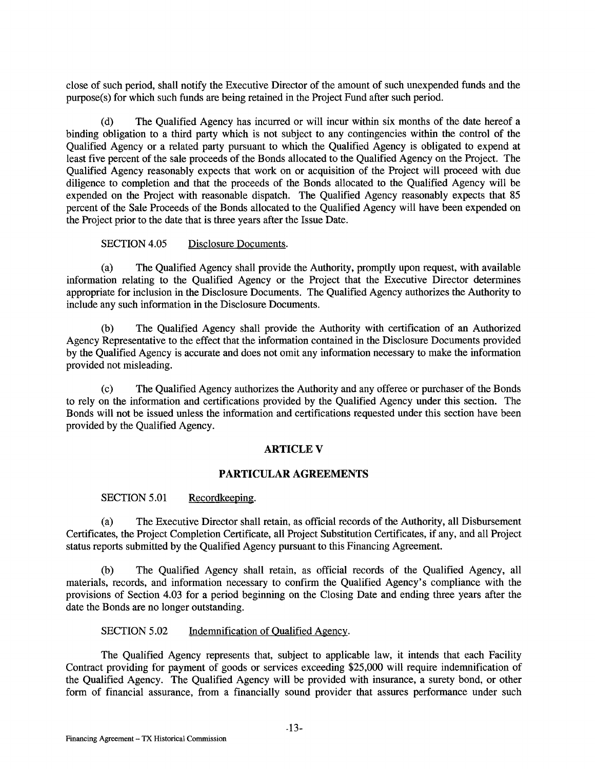close of such period, shall notify the Executive Director of the amount of such unexpended funds and the purpose(s) for which such funds are being retained in the Project Fund after such period.

(d) The Qualified Agency has incurred or will incur within six months of the date hereof a binding obligation to a third party which is not subject to any contingencies within the control of the Qualified Agency or a related party pursuant to which the Qualified Agency is obligated to expend at least five percent of the sale proceeds of the Bonds allocated to the Qualified Agency on the Project. The Qualified Agency reasonably expects that work on or acquisition of the Project will proceed with due diligence to completion and that the proceeds of the Bonds allocated to the Qualified Agency will be expended on the Project with reasonable dispatch. The Qualified Agency reasonably expects that 85 percent of the Sale Proceeds of the Bonds allocated to the Qualified Agency will have been expended on the Project prior to the date that is three years after the Issue Date.

SECTION 4.05 Disclosure Documents.

(a) The Qualified Agency shall provide the Authority, promptly upon request, with available information relating to the Qualified Agency or the Project that the Executive Director determines appropriate for inclusion in the Disclosure Documents. The Qualified Agency authorizes the Authority to include any such information in the Disclosure Documents.

(b) The Qualified Agency shall provide the Authority with certification of an Authorized Agency Representative to the effect that the information contained in the Disclosure Documents provided by the Qualified Agency is accurate and does not omit any information necessary to make the information provided not misleading.

(c) The Qualified Agency authorizes the Authority and any offeree or purchaser of the Bonds to rely on the information and certifications provided by the Qualified Agency under this section. The Bonds will not be issued unless the information and certifications requested under this section have been provided by the Qualified Agency.

## ARTICLE V

## PARTICULAR AGREEMENTS

SECTION 5.01 Recordkeeping.

(a) The Executive Director shall retain, as official records of the Authority, all Disbursement Certificates, the Project Completion Certificate, all Project Substitution Certificates, if any, and all Project status reports submitted by the Qualified Agency pursuant to this Financing Agreement.

(b) The Qualified Agency shall retain, as official records of the Qualified Agency, all materials, records, and information necessary to confirm the Qualified Agency's compliance with the provisions of Section 4.03 for a period beginning on the Closing Date and ending three years after the date the Bonds are no longer outstanding.

SECTION 5.02 Indemnification of Qualified Agency.

The Qualified Agency represents that, subject to applicable law, it intends that each Facility Contract providing for payment of goods or services exceeding $25,000 will require indemnification of the Qualified Agency. The Qualified Agency will be provided with insurance, a surety bond, or other form of financial assurance, from a financially sound provider that assures performance under such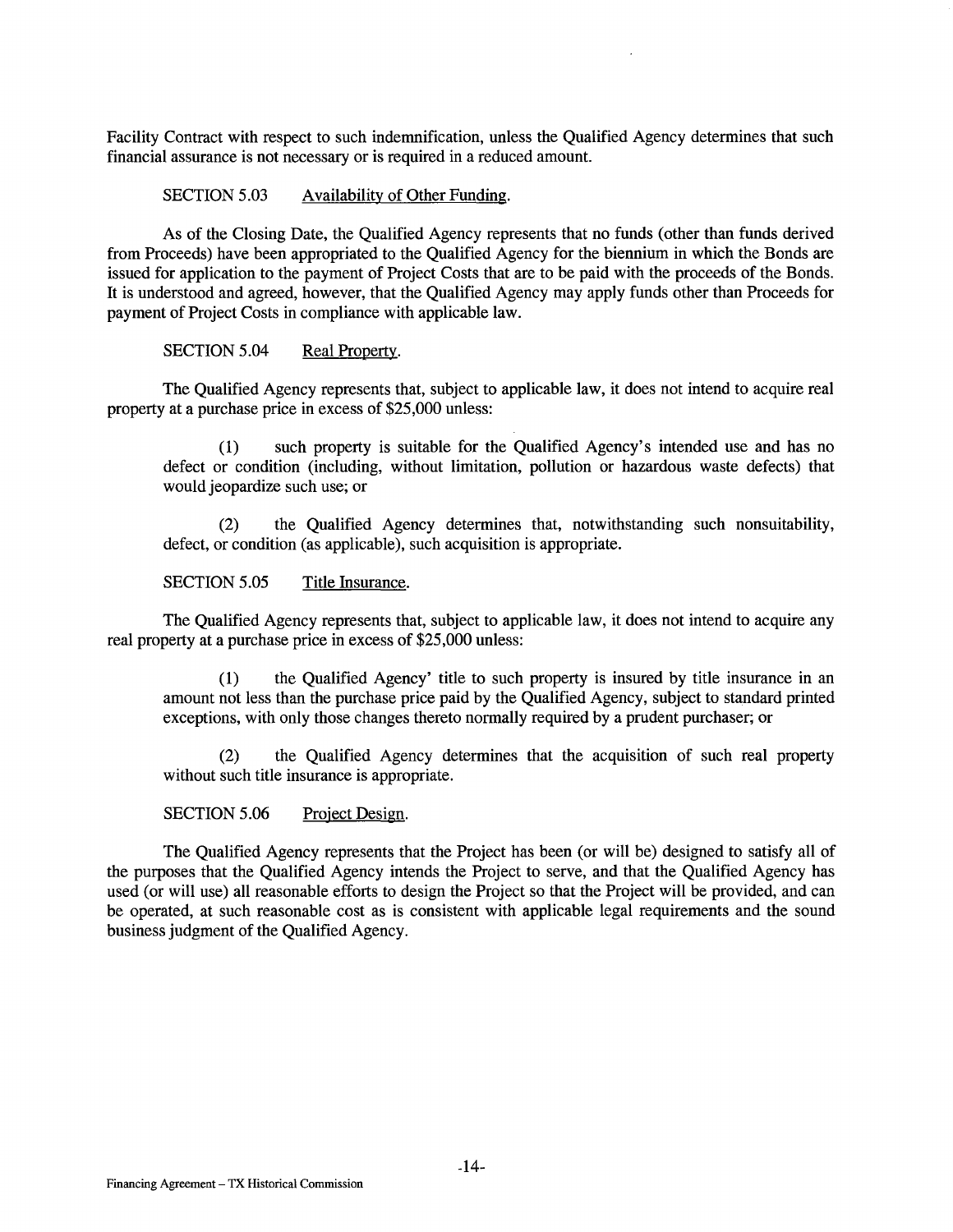Facility Contract with respect to such indemnification, unless the Qualified Agency determines that such financial assurance is not necessary or is required in a reduced amount.

SECTION 5.03 Availability of Other Funding.

As of the Closing Date, the Qualified Agency represents that no funds (other than funds derived from Proceeds) have been appropriated to the Qualified Agency for the biennium in which the Bonds are issued for application to the payment of Project Costs that are to be paid with the proceeds of the Bonds. It is understood and agreed, however, that the Qualified Agency may apply funds other than Proceeds for payment of Project Costs in compliance with applicable law.

SECTION 5.04 Real Property.

The Qualified Agency represents that, subject to applicable law, it does not intend to acquire real property at a purchase price in excess of $25,000 unless:

(1) such property is suitable for the Qualified Agency's intended use and has no defect or condition (including, without limitation, pollution or hazardous waste defects) that would jeopardize such use; or

(2) the Qualified Agency determines that, notwithstanding such nonsuitability, defect, or condition (as applicable), such acquisition is appropriate.

SECTION 5.05 Title Insurance.

The Qualified Agency represents that, subject to applicable law, it does not intend to acquire any real property at a purchase price in excess of $25,000 unless:

(1) the Qualified Agency' title to such property is insured by title insurance in an amount not less than the purchase price paid by the Qualified Agency, subject to standard printed exceptions, with only those changes thereto normally required by a prudent purchaser; or

(2) the Qualified Agency determines that the acquisition of such real property without such title insurance is appropriate.

SECTION 5.06 Project Design.

The Qualified Agency represents that the Project has been (or will be) designed to satisfy all of the purposes that the Qualified Agency intends the Project to serve, and that the Qualified Agency has used (or will use) all reasonable efforts to design the Project so that the Project will be provided, and can be operated, at such reasonable cost as is consistent with applicable legal requirements and the sound business judgment of the Qualified Agency.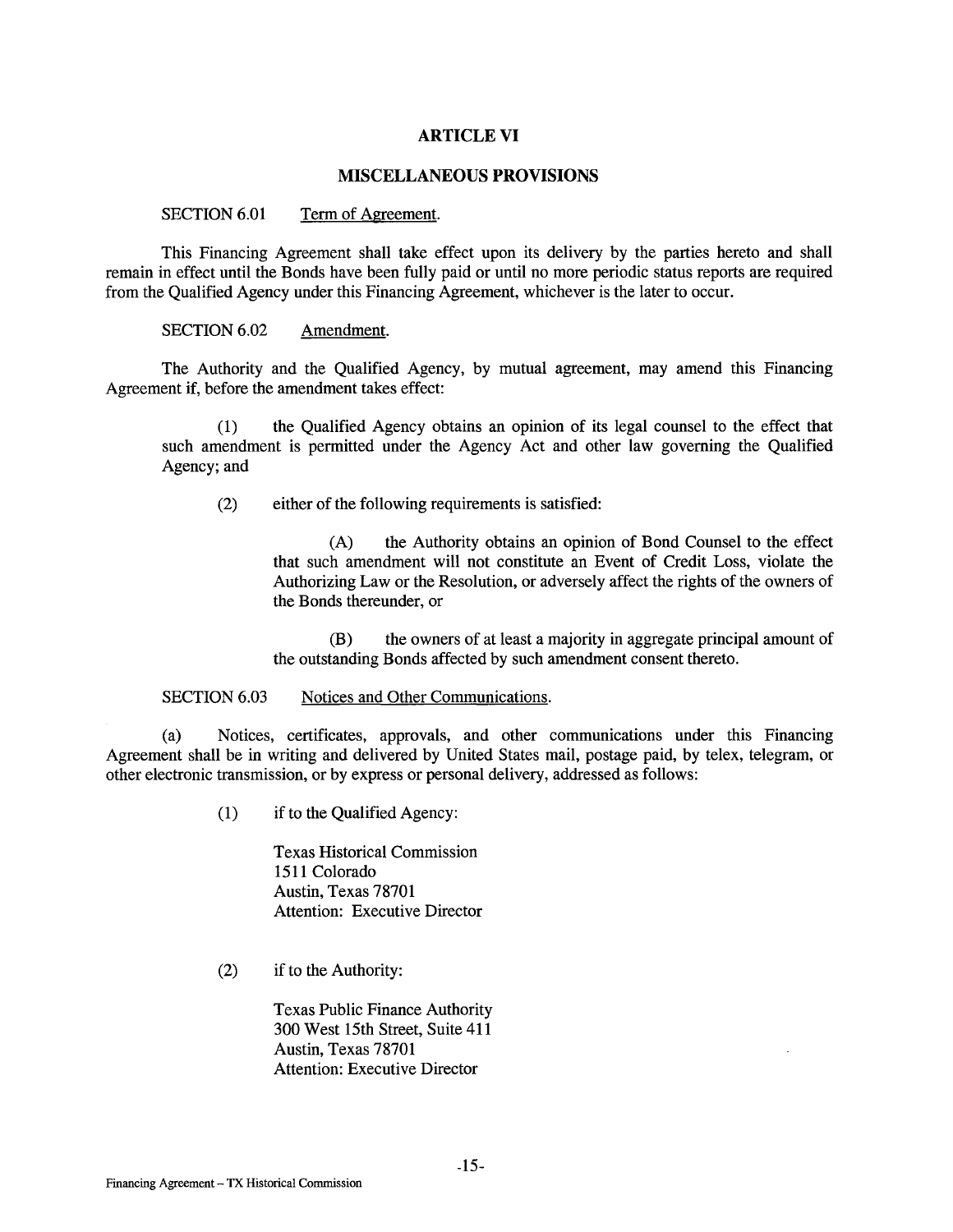## ARTICLE VI

## MISCELLANEOUS PROVISIONS

SECTION 6.01 Term of Agreement.

This Financing Agreement shall take effect upon its delivery by the parties hereto and shall remain in effect until the Bonds have been fully paid or until no more periodic status reports are required from the Qualified Agency under this Financing Agreement, whichever is the later to occur.

SECTION 6.02 Amendment.

The Authority and the Qualified Agency, by mutual agreement, may amend this Financing Agreement if, before the amendment takes effect:

(1) the Qualified Agency obtains an opinion of its legal counsel to the effect that such amendment is permitted under the Agency Act and other law governing the Qualified Agency; and

(2) either of the following requirements is satisfied:

(A) the Authority obtains an opinion of Bond Counsel to the effect that such amendment will not constitute an Event of Credit Loss, violate the Authorizing Law or the Resolution, or adversely affect the rights of the owners of the Bonds thereunder, or

(B) the owners of at least a majority in aggregate principal amount of the outstanding Bonds affected by such amendment consent thereto.

SECTION 6.03 Notices and Other Communications.

(a) Notices, certificates, approvals, and other communications under this Financing Agreement shall be in writing and delivered by United States mail, postage paid, by telex, telegram, or other electronic transmission, or by express or personal delivery, addressed as follows:

(1) if to the Qualified Agency:

Texas Historical Commission
1511 Colorado
Austin, Texas 78701
Attention: Executive Director

(2) if to the Authority:

Texas Public Finance Authority
300 West 15th Street, Suite 411
Austin, Texas 78701
Attention: Executive Director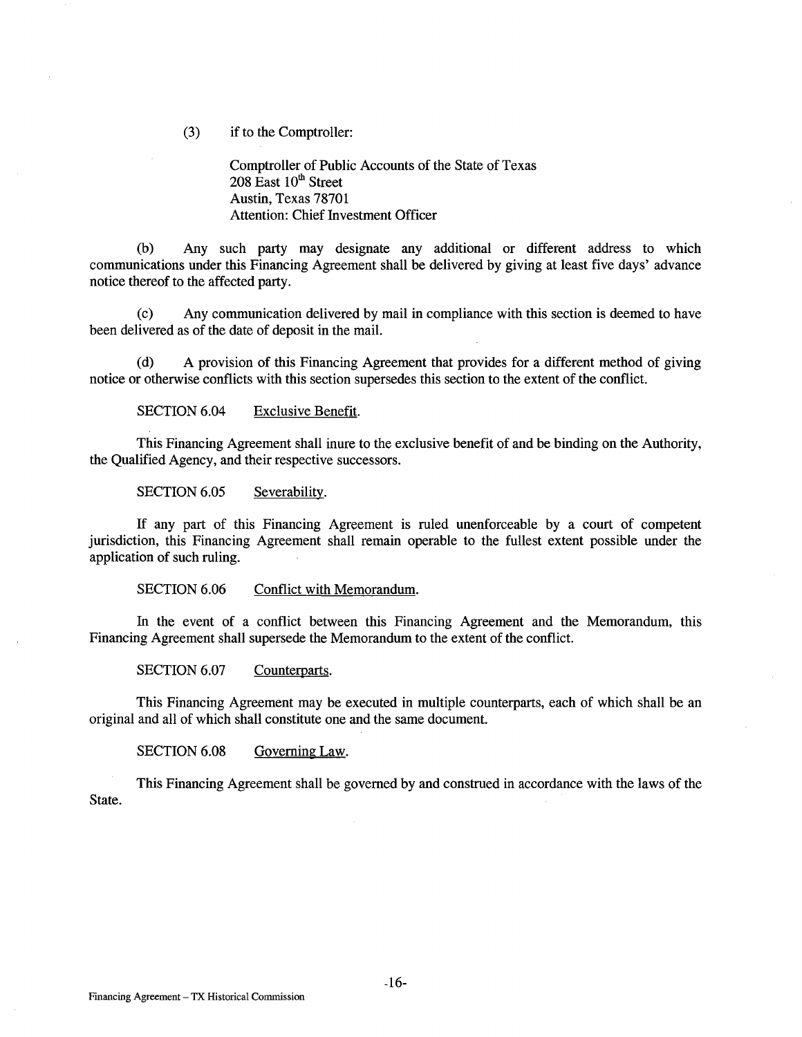(3) if to the Comptroller:

Comptroller of Public Accounts of the State of Texas
208 East 10th Street
Austin, Texas 78701
Attention: Chief Investment Officer

(b) Any such party may designate any additional or different address to which communications under this Financing Agreement shall be delivered by giving at least five days' advance notice thereof to the affected party.

(c) Any communication delivered by mail in compliance with this section is deemed to have been delivered as of the date of deposit in the mail.

(d) A provision of this Financing Agreement that provides for a different method of giving notice or otherwise conflicts with this section supersedes this section to the extent of the conflict.

SECTION 6.04 Exclusive Benefit.

This Financing Agreement shall inure to the exclusive benefit of and be binding on the Authority, the Qualified Agency, and their respective successors.

SECTION 6.05 Severability.

If any part of this Financing Agreement is ruled unenforceable by a court of competent jurisdiction, this Financing Agreement shall remain operable to the fullest extent possible under the application of such ruling.

SECTION 6.06 Conflict with Memorandum.

In the event of a conflict between this Financing Agreement and the Memorandum, this Financing Agreement shall supersede the Memorandum to the extent of the conflict.

SECTION 6.07 Counterparts.

This Financing Agreement may be executed in multiple counterparts, each of which shall be an original and all of which shall constitute one and the same document.

SECTION 6.08 Governing Law.

This Financing Agreement shall be governed by and construed in accordance with the laws of the State.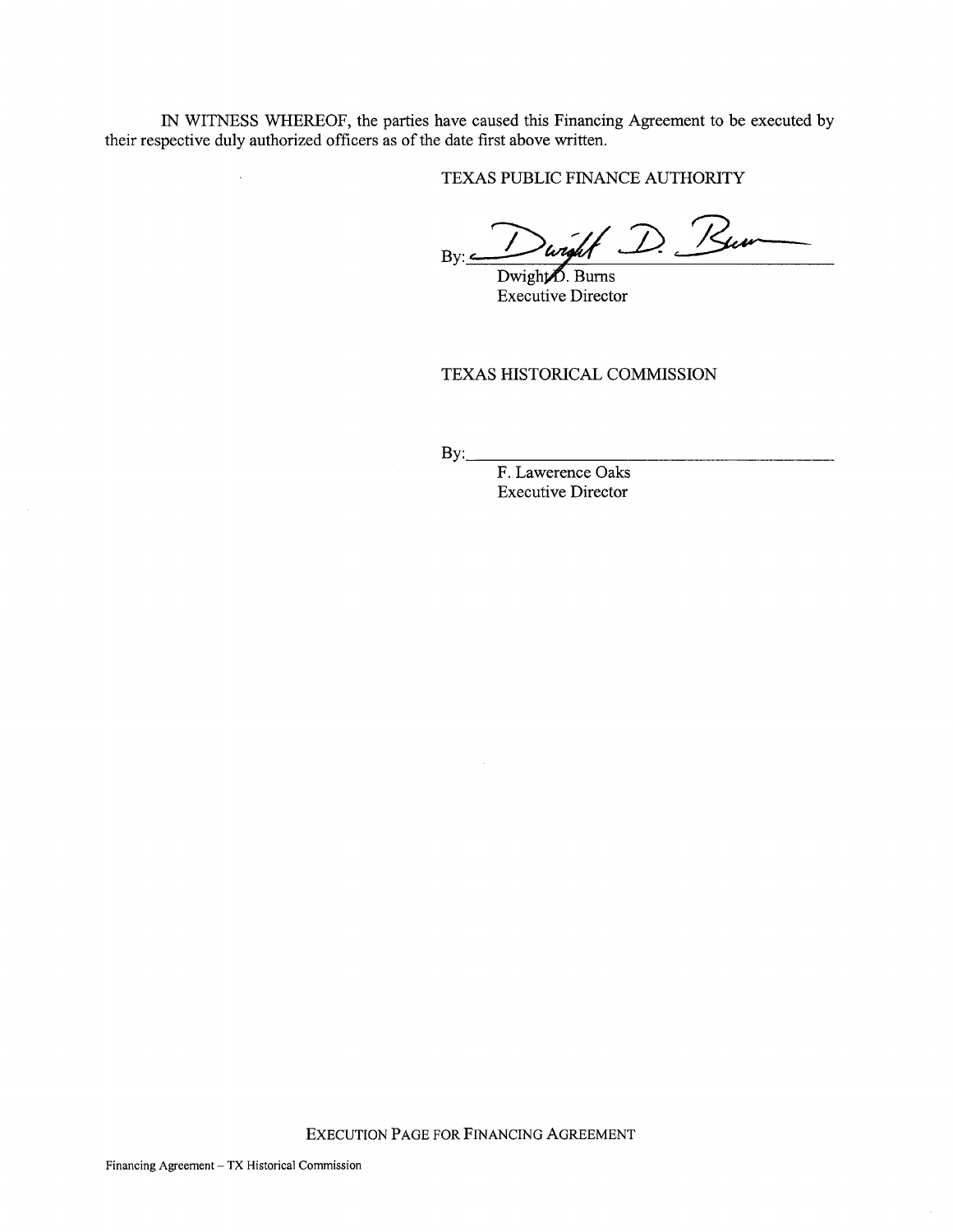IN WITNESS WHEREOF, the parties have caused this Financing Agreement to be executed by their respective duly authorized officers as of the date first above written.

TEXAS PUBLIC FINANCE AUTHORITY

By: ______________________________
Dwight D. Burns
Executive Director

TEXAS HISTORICAL COMMISSION

By: ______________________________
F. Lawerence Oaks
Executive Director

EXECUTION PAGE FOR FINANCING AGREEMENT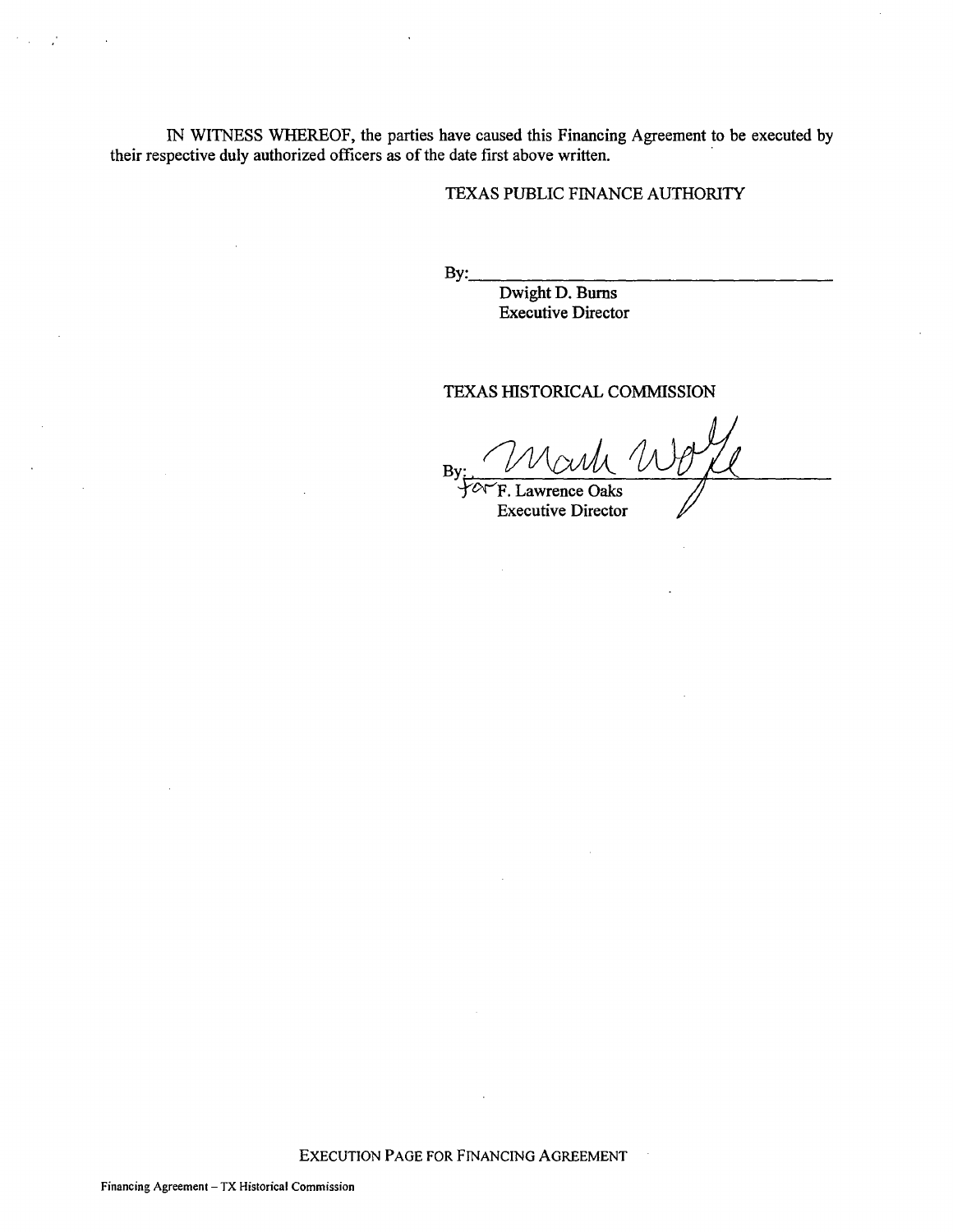IN WITNESS WHEREOF, the parties have caused this Financing Agreement to be executed by their respective duly authorized officers as of the date first above written.

TEXAS PUBLIC FINANCE AUTHORITY

By:\_\_\_\_\_\_\_\_\_\_\_\_\_\_\_\_\_\_\_\_\_\_\_\_\_\_\_\_\_\_\_\_\_\_\_\_

Dwight D. Burns
Executive Director

TEXAS HISTORICAL COMMISSION

By: Mark Wolfe
for F. Lawrence Oaks
Executive Director

EXECUTION PAGE FOR FINANCING AGREEMENT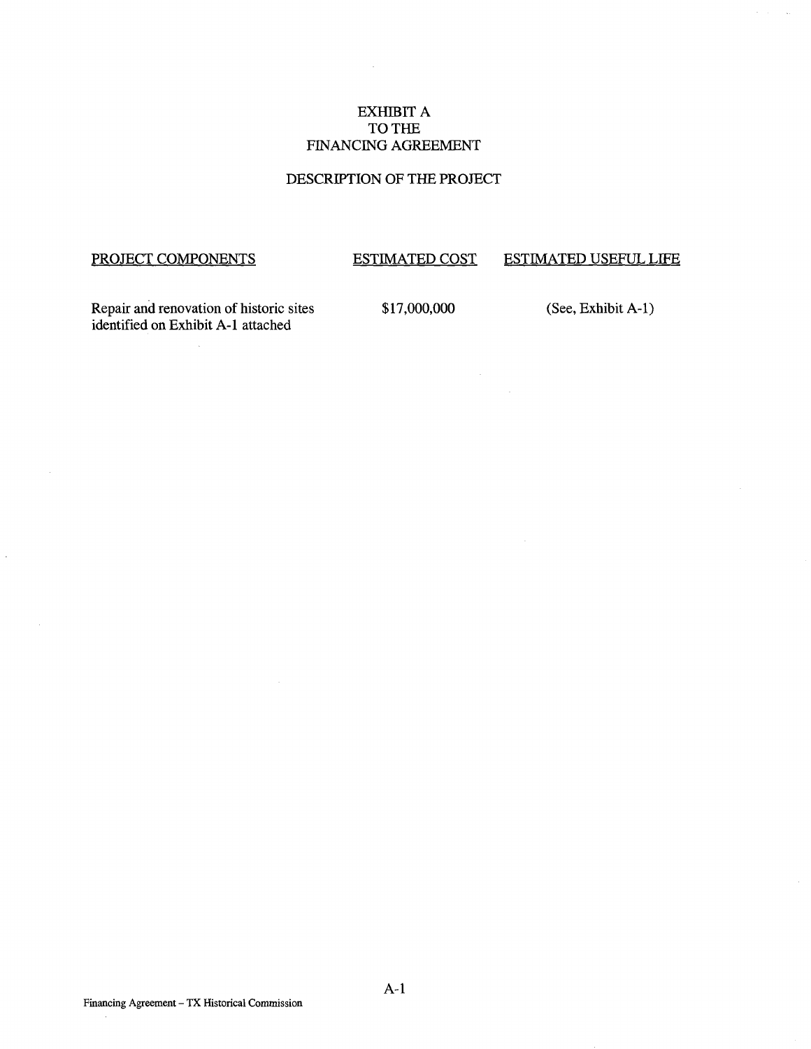# EXHIBIT A
# TO THE
# FINANCING AGREEMENT

## DESCRIPTION OF THE PROJECT

| PROJECT COMPONENTS | ESTIMATED COST | ESTIMATED USEFUL LIFE |
|---|---|---|
| Repair and renovation of historic sites identified on Exhibit A-1 attached | $17,000,000 | (See, Exhibit A-1) |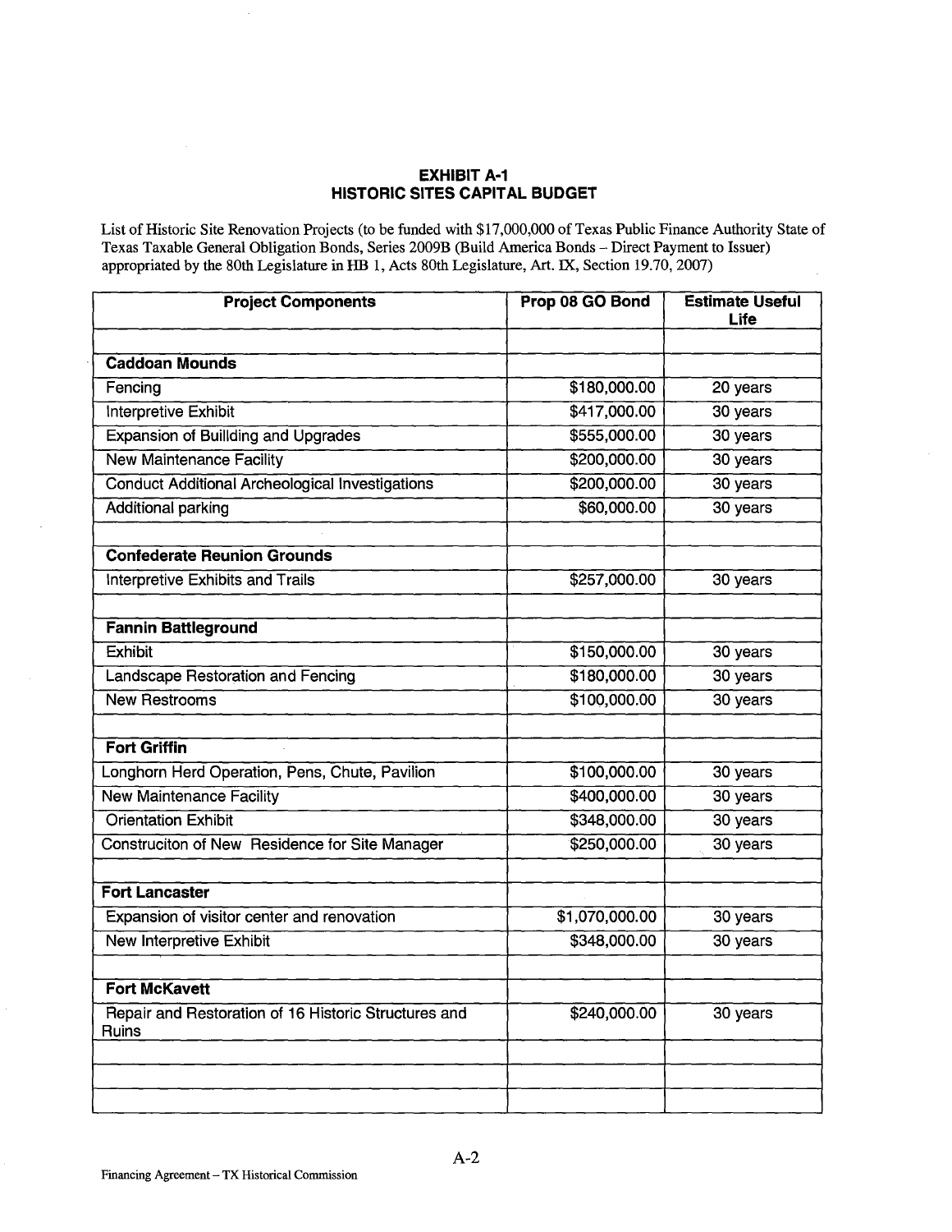**EXHIBIT A-1**
**HISTORIC SITES CAPITAL BUDGET**

List of Historic Site Renovation Projects (to be funded with $17,000,000 of Texas Public Finance Authority State of Texas Taxable General Obligation Bonds, Series 2009B (Build America Bonds – Direct Payment to Issuer) appropriated by the 80th Legislature in HB 1, Acts 80th Legislature, Art. IX, Section 19.70, 2007)

| Project Components | Prop 08 GO Bond | Estimate Useful Life |
|---|---|---|
| | | |
| **Caddoan Mounds** | | |
| Fencing | $180,000.00 | 20 years |
| Interpretive Exhibit | $417,000.00 | 30 years |
| Expansion of Builliding and Upgrades | $555,000.00 | 30 years |
| New Maintenance Facility | $200,000.00 | 30 years |
| Conduct Additional Archeological Investigations | $200,000.00 | 30 years |
| Additional parking | $60,000.00 | 30 years |
| | | |
| **Confederate Reunion Grounds** | | |
| Interpretive Exhibits and Trails | $257,000.00 | 30 years |
| | | |
| **Fannin Battleground** | | |
| Exhibit | $150,000.00 | 30 years |
| Landscape Restoration and Fencing | $180,000.00 | 30 years |
| New Restrooms | $100,000.00 | 30 years |
| | | |
| **Fort Griffin** | | |
| Longhorn Herd Operation, Pens, Chute, Pavilion | $100,000.00 | 30 years |
| New Maintenance Facility | $400,000.00 | 30 years |
| Orientation Exhibit | $348,000.00 | 30 years |
| Construciton of New Residence for Site Manager | $250,000.00 | 30 years |
| | | |
| **Fort Lancaster** | | |
| Expansion of visitor center and renovation | $1,070,000.00 | 30 years |
| New Interpretive Exhibit | $348,000.00 | 30 years |
| | | |
| **Fort McKavett** | | |
| Repair and Restoration of 16 Historic Structures and Ruins | $240,000.00 | 30 years |
| | | |
| | | |
| | | |

Financing Agreement – TX Historical Commission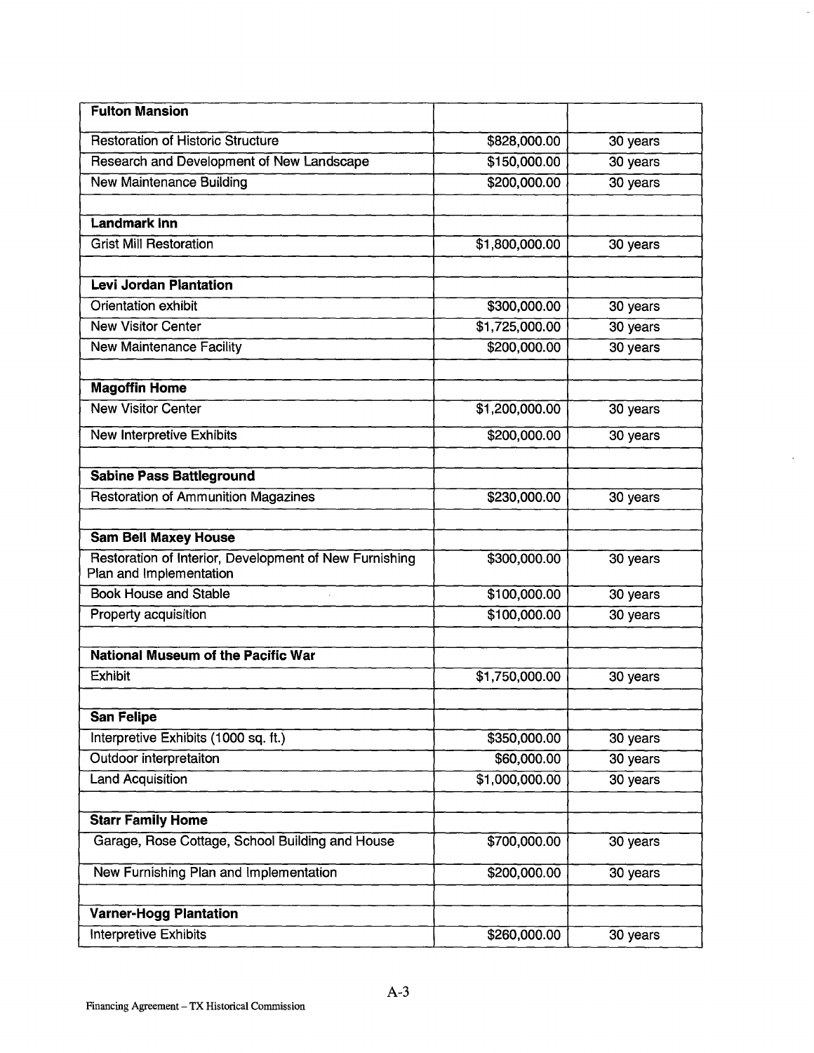| **Fulton Mansion** | | |
|---|---|---|
| Restoration of Historic Structure | $828,000.00 | 30 years |
| Research and Development of New Landscape | $150,000.00 | 30 years |
| New Maintenance Building | $200,000.00 | 30 years |
| | | |
| **Landmark Inn** | | |
| Grist Mill Restoration | $1,800,000.00 | 30 years |
| | | |
| **Levi Jordan Plantation** | | |
| Orientation exhibit | $300,000.00 | 30 years |
| New Visitor Center | $1,725,000.00 | 30 years |
| New Maintenance Facility | $200,000.00 | 30 years |
| | | |
| **Magoffin Home** | | |
| New Visitor Center | $1,200,000.00 | 30 years |
| New Interpretive Exhibits | $200,000.00 | 30 years |
| | | |
| **Sabine Pass Battleground** | | |
| Restoration of Ammunition Magazines | $230,000.00 | 30 years |
| | | |
| **Sam Bell Maxey House** | | |
| Restoration of Interior, Development of New Furnishing Plan and Implementation | $300,000.00 | 30 years |
| Book House and Stable | $100,000.00 | 30 years |
| Property acquisition | $100,000.00 | 30 years |
| | | |
| **National Museum of the Pacific War** | | |
| Exhibit | $1,750,000.00 | 30 years |
| | | |
| **San Felipe** | | |
| Interpretive Exhibits (1000 sq. ft.) | $350,000.00 | 30 years |
| Outdoor interpretaiton | $60,000.00 | 30 years |
| Land Acquisition | $1,000,000.00 | 30 years |
| | | |
| **Starr Family Home** | | |
| Garage, Rose Cottage, School Building and House | $700,000.00 | 30 years |
| New Furnishing Plan and Implementation | $200,000.00 | 30 years |
| | | |
| **Varner-Hogg Plantation** | | |
| Interpretive Exhibits | $260,000.00 | 30 years |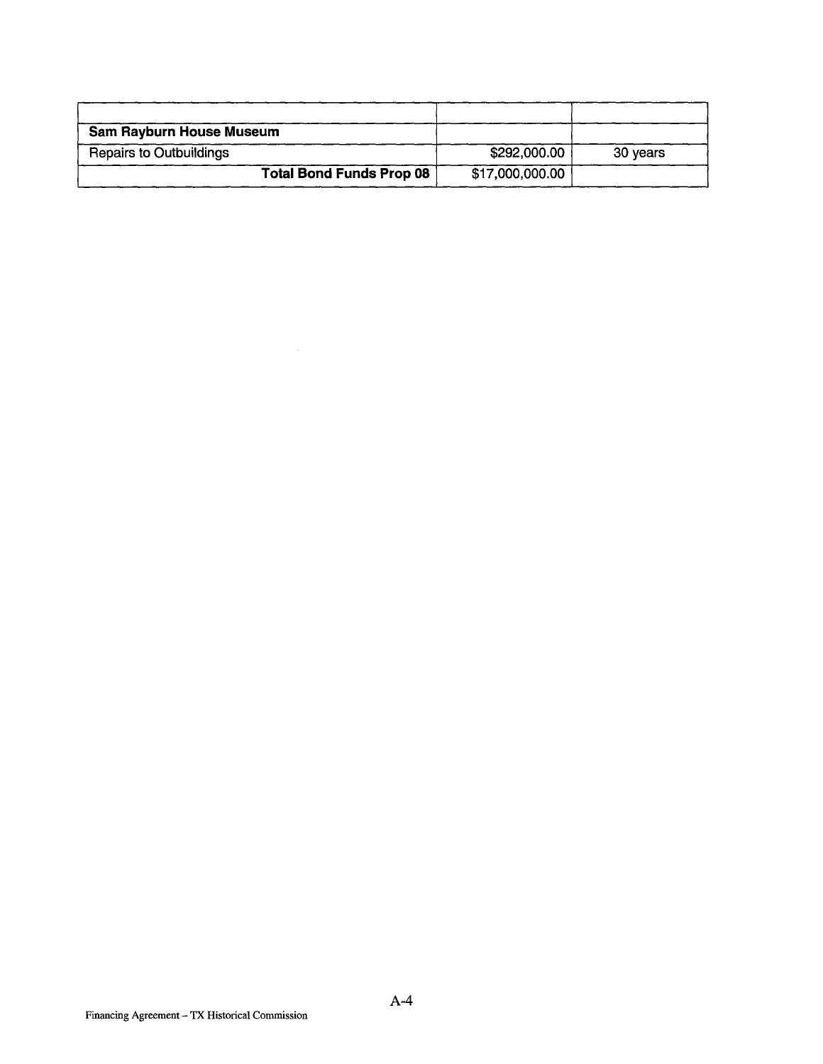| | | |
|---|---|---|
| **Sam Rayburn House Museum** | | |
| Repairs to Outbuildings | $292,000.00 | 30 years |
| **Total Bond Funds Prop 08** | $17,000,000.00 | |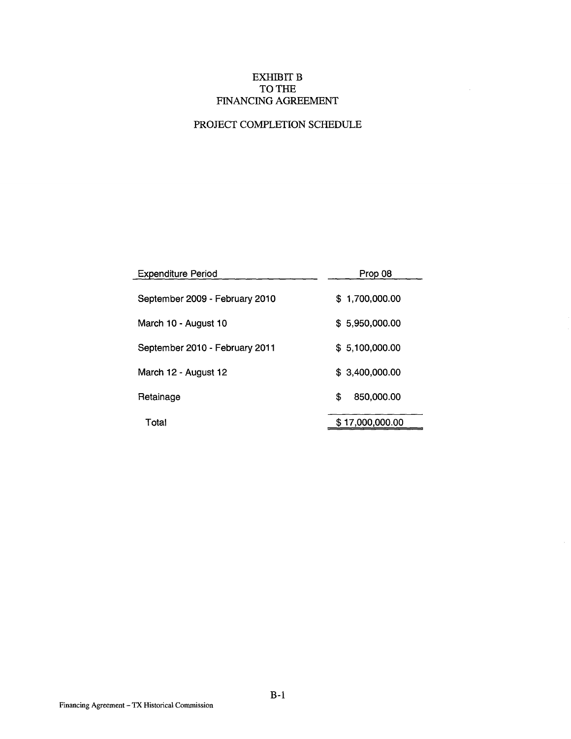# EXHIBIT B
# TO THE
# FINANCING AGREEMENT

## PROJECT COMPLETION SCHEDULE

| Expenditure Period | Prop 08 |
|---|---|
| September 2009 - February 2010 | $ 1,700,000.00 |
| March 10 - August 10 | $ 5,950,000.00 |
| September 2010 - February 2011 | $ 5,100,000.00 |
| March 12 - August 12 | $ 3,400,000.00 |
| Retainage | $ 850,000.00 |
| Total | $ 17,000,000.00 |

B-1

Financing Agreement – TX Historical Commission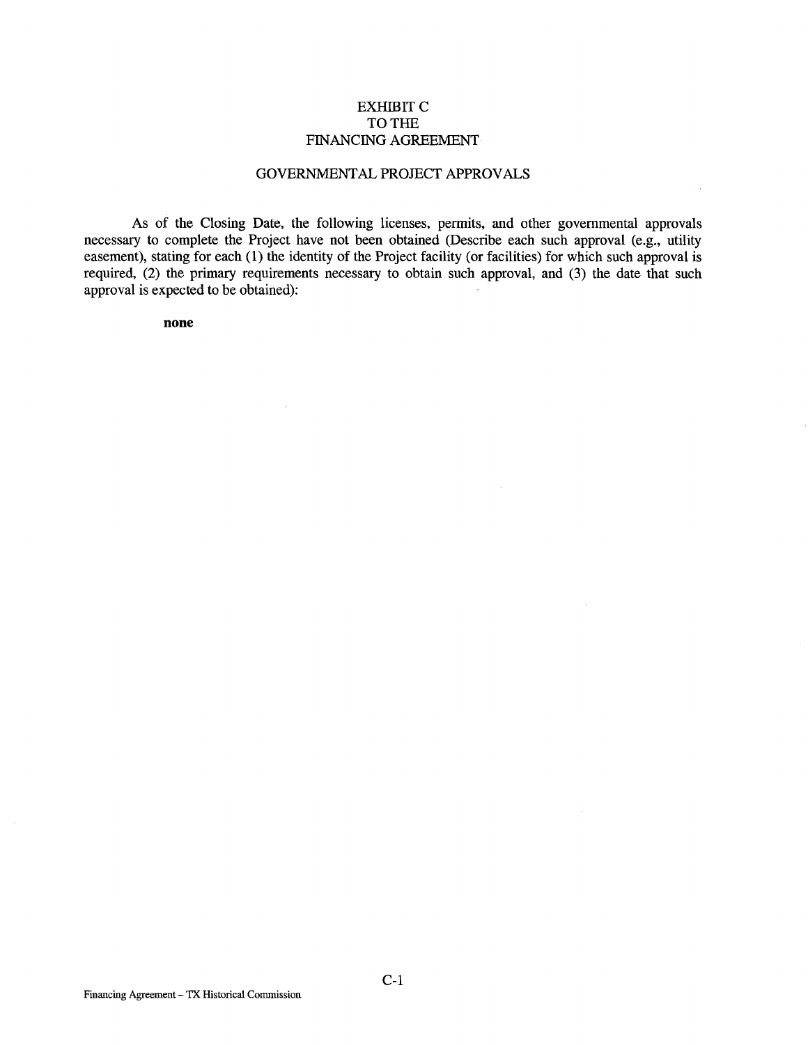# EXHIBIT C
# TO THE
# FINANCING AGREEMENT

## GOVERNMENTAL PROJECT APPROVALS

As of the Closing Date, the following licenses, permits, and other governmental approvals necessary to complete the Project have not been obtained (Describe each such approval (e.g., utility easement), stating for each (1) the identity of the Project facility (or facilities) for which such approval is required, (2) the primary requirements necessary to obtain such approval, and (3) the date that such approval is expected to be obtained):

**none**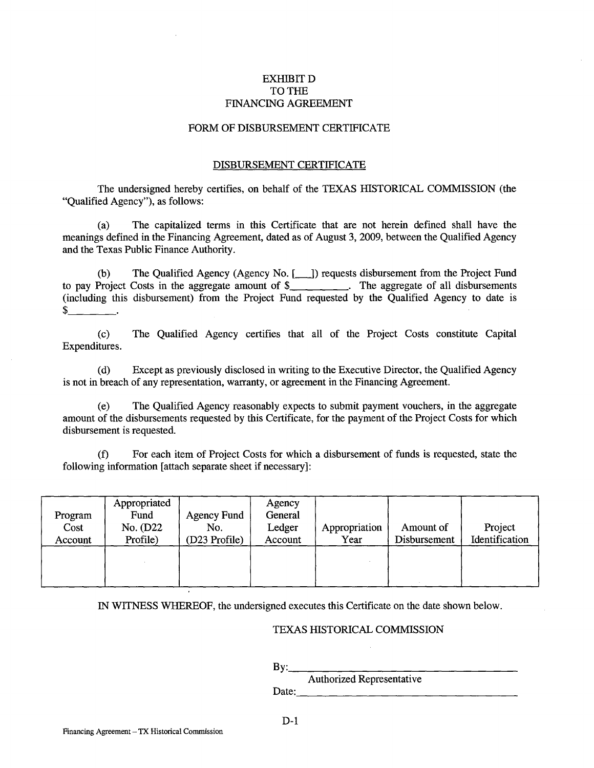# EXHIBIT D
# TO THE
# FINANCING AGREEMENT

## FORM OF DISBURSEMENT CERTIFICATE

### DISBURSEMENT CERTIFICATE

The undersigned hereby certifies, on behalf of the TEXAS HISTORICAL COMMISSION (the "Qualified Agency"), as follows:

(a) The capitalized terms in this Certificate that are not herein defined shall have the meanings defined in the Financing Agreement, dated as of August 3, 2009, between the Qualified Agency and the Texas Public Finance Authority.

(b) The Qualified Agency (Agency No. [___]) requests disbursement from the Project Fund to pay Project Costs in the aggregate amount of $__________. The aggregate of all disbursements (including this disbursement) from the Project Fund requested by the Qualified Agency to date is $_________.

(c) The Qualified Agency certifies that all of the Project Costs constitute Capital Expenditures.

(d) Except as previously disclosed in writing to the Executive Director, the Qualified Agency is not in breach of any representation, warranty, or agreement in the Financing Agreement.

(e) The Qualified Agency reasonably expects to submit payment vouchers, in the aggregate amount of the disbursements requested by this Certificate, for the payment of the Project Costs for which disbursement is requested.

(f) For each item of Project Costs for which a disbursement of funds is requested, state the following information [attach separate sheet if necessary]:

| Program Cost Account | Appropriated Fund No. (D22 Profile) | Agency Fund No. (D23 Profile) | Agency General Ledger Account | Appropriation Year | Amount of Disbursement | Project Identification |
|---|---|---|---|---|---|---|
| | | | | | | |

IN WITNESS WHEREOF, the undersigned executes this Certificate on the date shown below.

TEXAS HISTORICAL COMMISSION

By:_______________________________________
Authorized Representative

Date:_____________________________________

D-1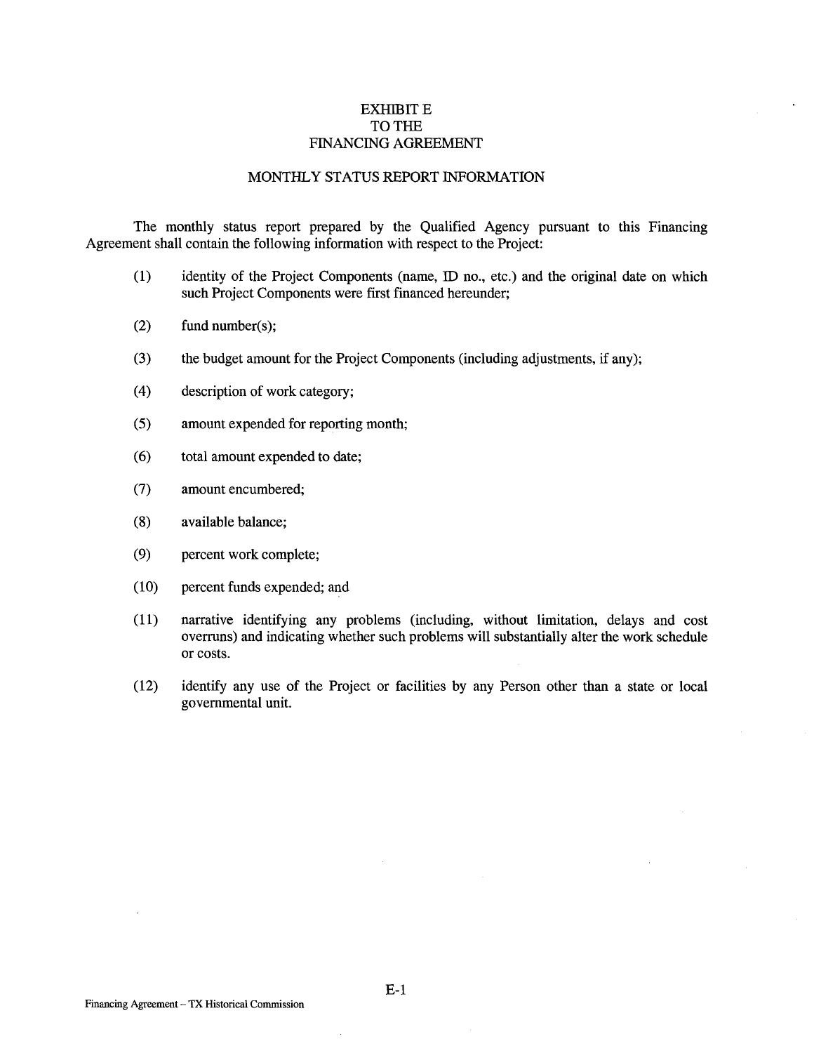# EXHIBIT E
# TO THE
# FINANCING AGREEMENT

## MONTHLY STATUS REPORT INFORMATION

The monthly status report prepared by the Qualified Agency pursuant to this Financing Agreement shall contain the following information with respect to the Project:

(1) identity of the Project Components (name, ID no., etc.) and the original date on which such Project Components were first financed hereunder;

(2) fund number(s);

(3) the budget amount for the Project Components (including adjustments, if any);

(4) description of work category;

(5) amount expended for reporting month;

(6) total amount expended to date;

(7) amount encumbered;

(8) available balance;

(9) percent work complete;

(10) percent funds expended; and

(11) narrative identifying any problems (including, without limitation, delays and cost overruns) and indicating whether such problems will substantially alter the work schedule or costs.

(12) identify any use of the Project or facilities by any Person other than a state or local governmental unit.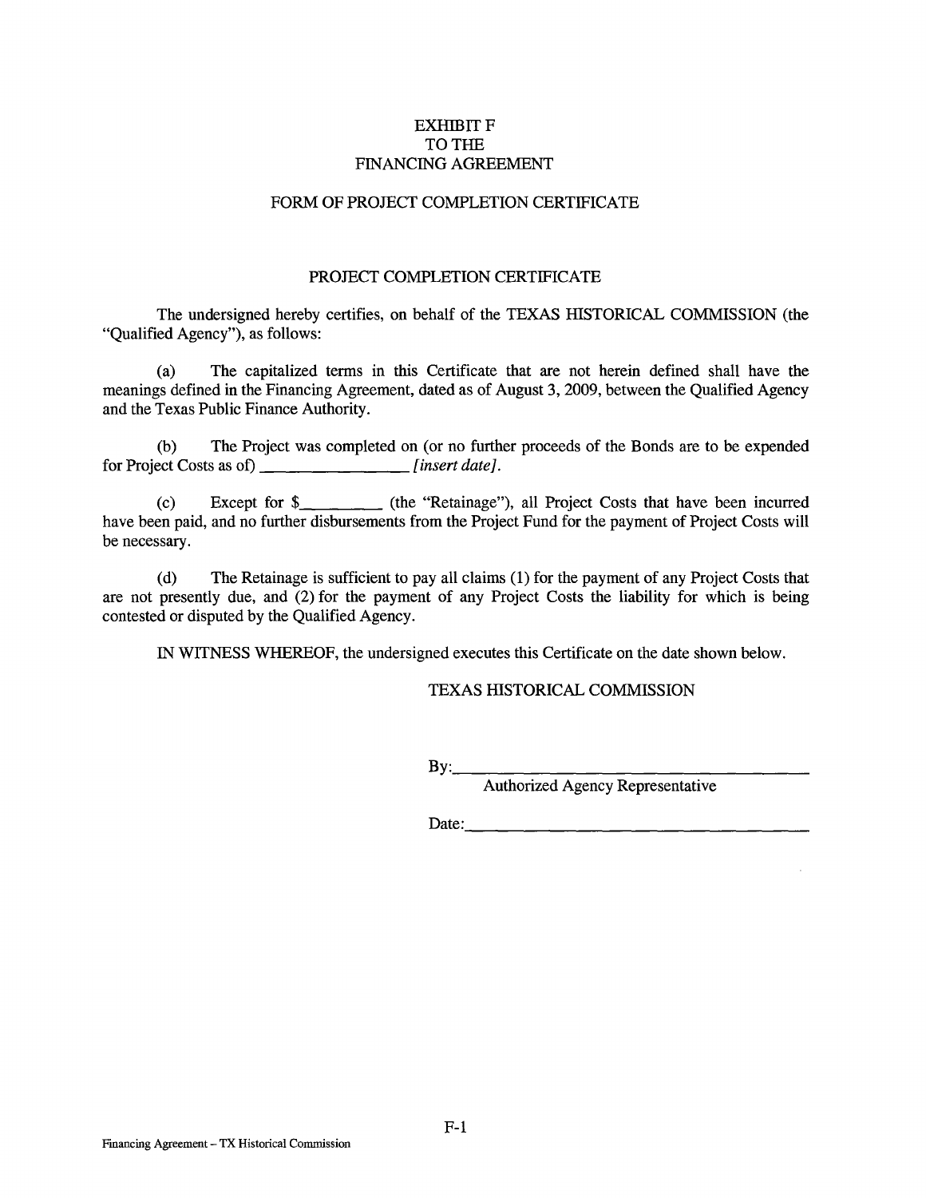EXHIBIT F
TO THE
FINANCING AGREEMENT

FORM OF PROJECT COMPLETION CERTIFICATE

PROJECT COMPLETION CERTIFICATE

The undersigned hereby certifies, on behalf of the TEXAS HISTORICAL COMMISSION (the "Qualified Agency"), as follows:

(a) The capitalized terms in this Certificate that are not herein defined shall have the meanings defined in the Financing Agreement, dated as of August 3, 2009, between the Qualified Agency and the Texas Public Finance Authority.

(b) The Project was completed on (or no further proceeds of the Bonds are to be expended for Project Costs as of) ________________ *[insert date]*.

(c) Except for $__________ (the "Retainage"), all Project Costs that have been incurred have been paid, and no further disbursements from the Project Fund for the payment of Project Costs will be necessary.

(d) The Retainage is sufficient to pay all claims (1) for the payment of any Project Costs that are not presently due, and (2) for the payment of any Project Costs the liability for which is being contested or disputed by the Qualified Agency.

IN WITNESS WHEREOF, the undersigned executes this Certificate on the date shown below.

TEXAS HISTORICAL COMMISSION

By:____________________________________
Authorized Agency Representative

Date:__________________________________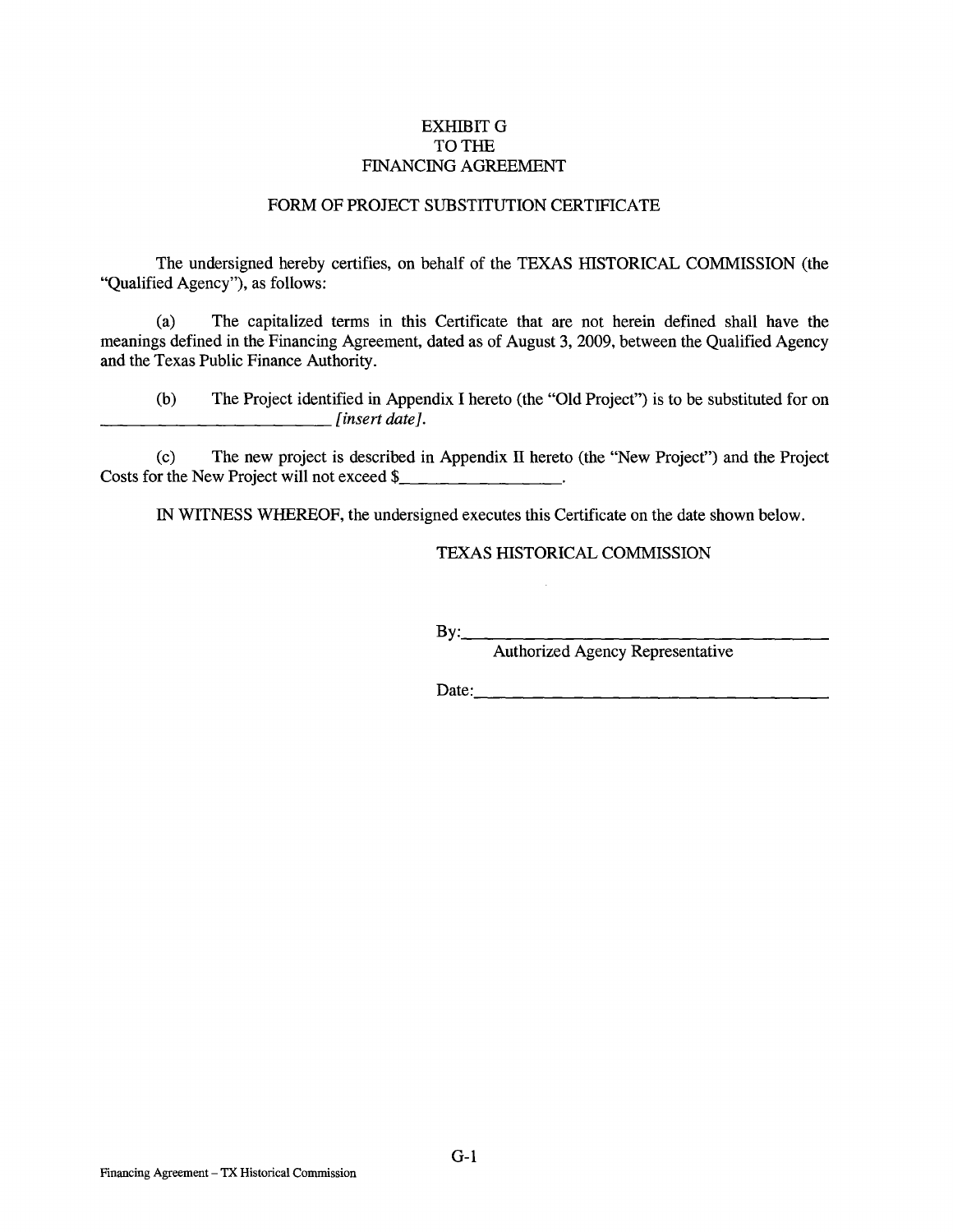# EXHIBIT G
# TO THE
# FINANCING AGREEMENT

## FORM OF PROJECT SUBSTITUTION CERTIFICATE

The undersigned hereby certifies, on behalf of the TEXAS HISTORICAL COMMISSION (the "Qualified Agency"), as follows:

(a) The capitalized terms in this Certificate that are not herein defined shall have the meanings defined in the Financing Agreement, dated as of August 3, 2009, between the Qualified Agency and the Texas Public Finance Authority.

(b) The Project identified in Appendix I hereto (the "Old Project") is to be substituted for on ______________________ *[insert date]*.

(c) The new project is described in Appendix II hereto (the "New Project") and the Project Costs for the New Project will not exceed $______________.

IN WITNESS WHEREOF, the undersigned executes this Certificate on the date shown below.

TEXAS HISTORICAL COMMISSION

By:____________________________________
Authorized Agency Representative

Date:__________________________________

Financing Agreement – TX Historical Commission